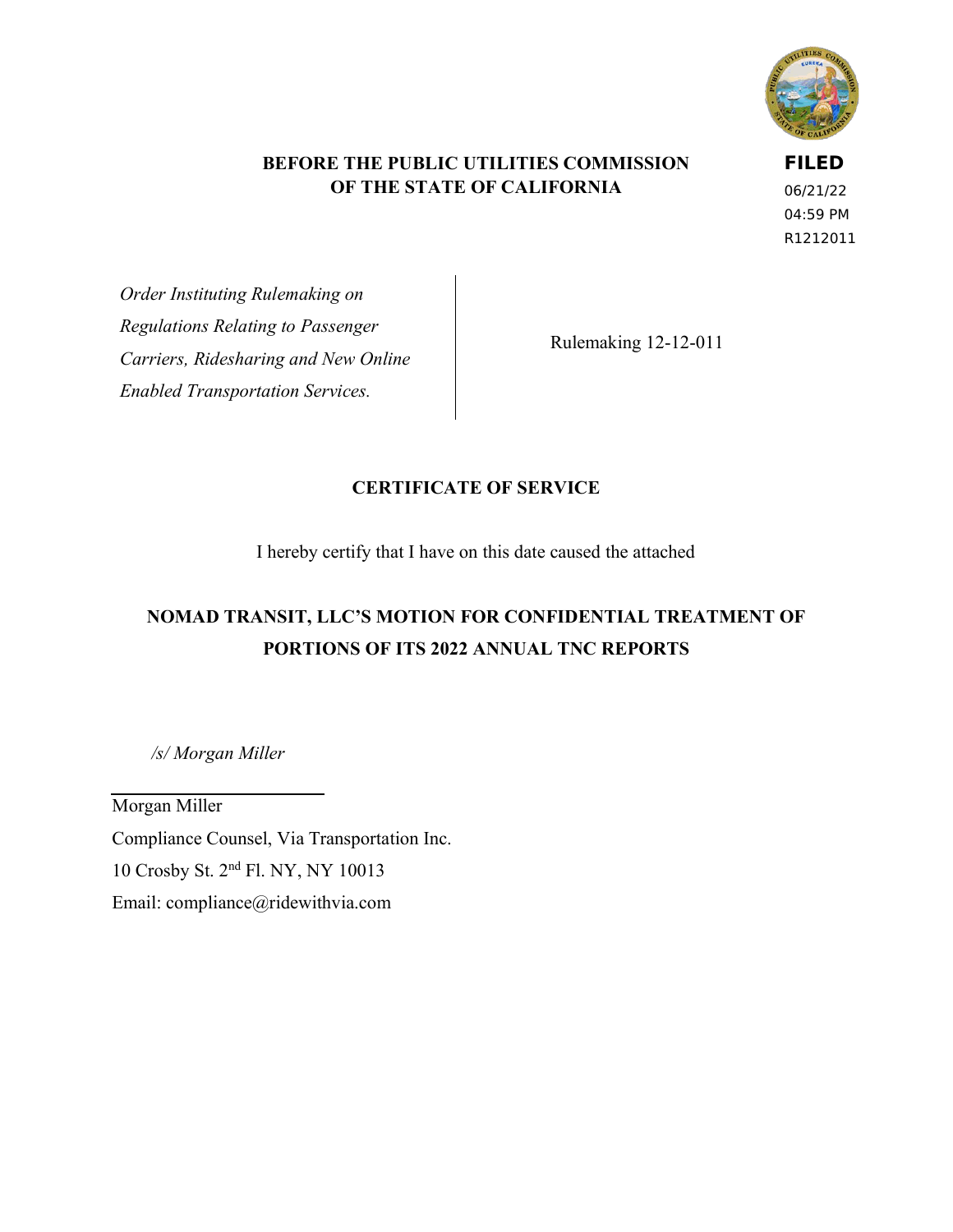**BEFORE THE PUBLIC UTILITIES COMMISSION OF THE STATE OF CALIFORNIA**

**FILED**
06/21/22
04:59 PM
R1212011

| | |
|---|---|
| *Order Instituting Rulemaking on Regulations Relating to Passenger Carriers, Ridesharing and New Online Enabled Transportation Services.* | Rulemaking 12-12-011 |

## CERTIFICATE OF SERVICE

I hereby certify that I have on this date caused the attached

## NOMAD TRANSIT, LLC'S MOTION FOR CONFIDENTIAL TREATMENT OF PORTIONS OF ITS 2022 ANNUAL TNC REPORTS

*/s/ Morgan Miller*

Morgan Miller
Compliance Counsel, Via Transportation Inc.
10 Crosby St. 2nd Fl. NY, NY 10013
Email: compliance@ridewithvia.com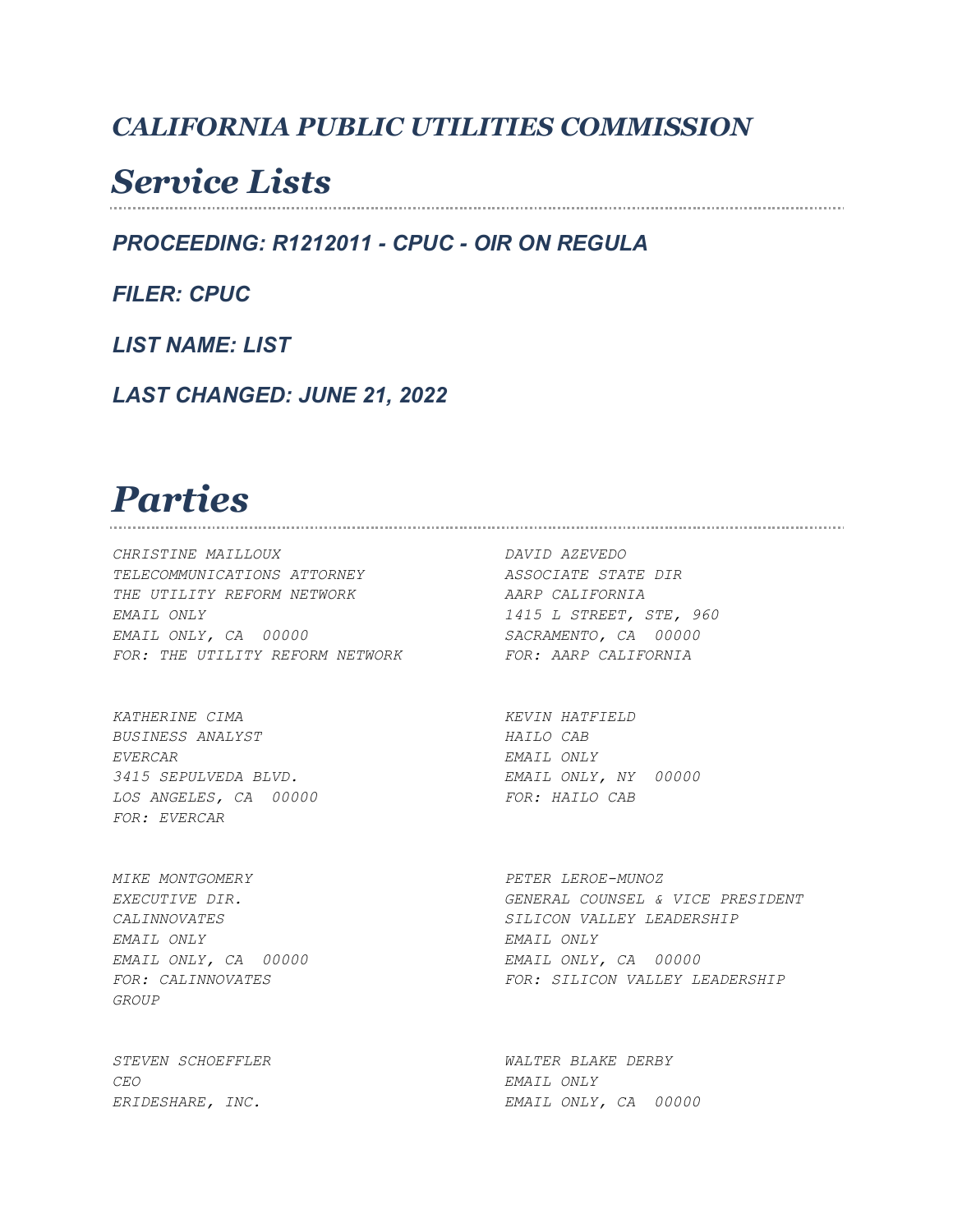# CALIFORNIA PUBLIC UTILITIES COMMISSION

# Service Lists

### PROCEEDING: R1212011 - CPUC - OIR ON REGULA

### FILER: CPUC

### LIST NAME: LIST

### LAST CHANGED: JUNE 21, 2022

# Parties

CHRISTINE MAILLOUX
TELECOMMUNICATIONS ATTORNEY
THE UTILITY REFORM NETWORK
EMAIL ONLY
EMAIL ONLY, CA 00000
FOR: THE UTILITY REFORM NETWORK

DAVID AZEVEDO
ASSOCIATE STATE DIR
AARP CALIFORNIA
1415 L STREET, STE, 960
SACRAMENTO, CA 00000
FOR: AARP CALIFORNIA

KATHERINE CIMA
BUSINESS ANALYST
EVERCAR
3415 SEPULVEDA BLVD.
LOS ANGELES, CA 00000
FOR: EVERCAR

KEVIN HATFIELD
HAILO CAB
EMAIL ONLY
EMAIL ONLY, NY 00000
FOR: HAILO CAB

MIKE MONTGOMERY
EXECUTIVE DIR.
CALINNOVATES
EMAIL ONLY
EMAIL ONLY, CA 00000
FOR: CALINNOVATES
GROUP

PETER LEROE-MUNOZ
GENERAL COUNSEL & VICE PRESIDENT
SILICON VALLEY LEADERSHIP
EMAIL ONLY
EMAIL ONLY, CA 00000
FOR: SILICON VALLEY LEADERSHIP

STEVEN SCHOEFFLER
CEO
ERIDESHARE, INC.

WALTER BLAKE DERBY
EMAIL ONLY
EMAIL ONLY, CA 00000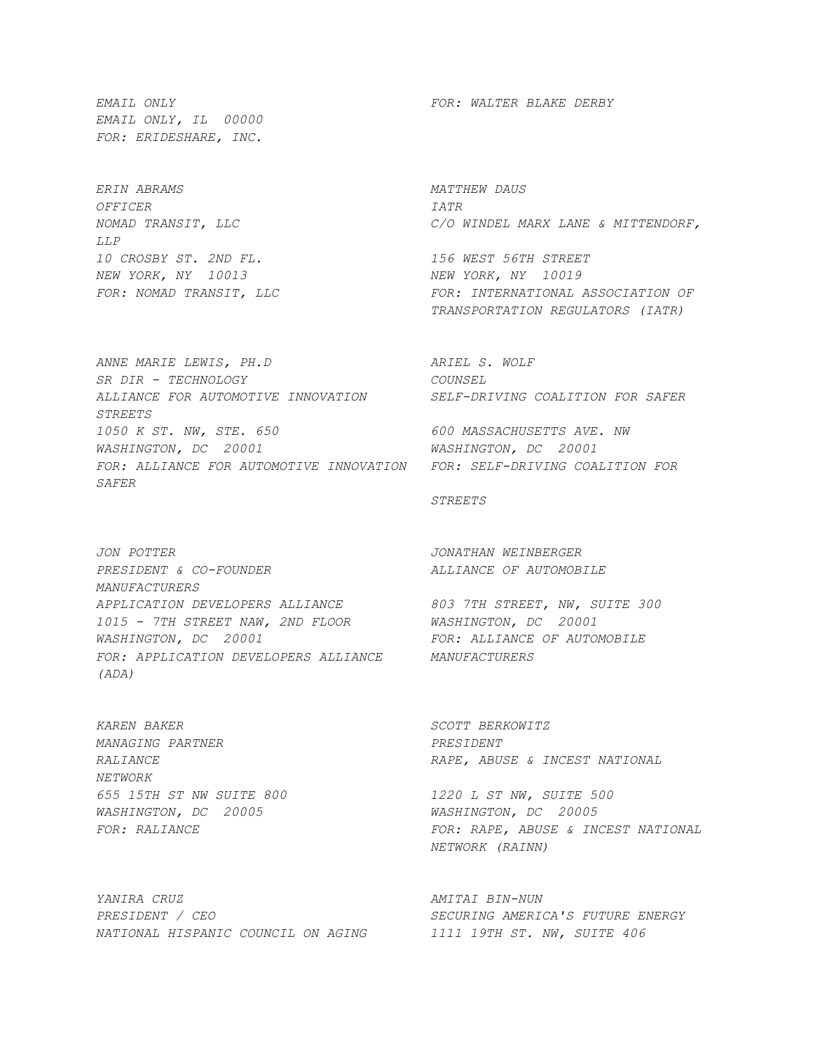*EMAIL ONLY*
*EMAIL ONLY, IL 00000*
*FOR: ERIDESHARE, INC.*

*FOR: WALTER BLAKE DERBY*

*ERIN ABRAMS*
*OFFICER*
*NOMAD TRANSIT, LLC*
*10 CROSBY ST. 2ND FL.*
*NEW YORK, NY 10013*
*FOR: NOMAD TRANSIT, LLC*

*MATTHEW DAUS*
*IATR*
*C/O WINDEL MARX LANE & MITTENDORF, LLP*
*156 WEST 56TH STREET*
*NEW YORK, NY 10019*
*FOR: INTERNATIONAL ASSOCIATION OF TRANSPORTATION REGULATORS (IATR)*

*ANNE MARIE LEWIS, PH.D*
*SR DIR - TECHNOLOGY*
*ALLIANCE FOR AUTOMOTIVE INNOVATION*
*1050 K ST. NW, STE. 650*
*WASHINGTON, DC 20001*
*FOR: ALLIANCE FOR AUTOMOTIVE INNOVATION*

*ARIEL S. WOLF*
*COUNSEL*
*SELF-DRIVING COALITION FOR SAFER STREETS*
*600 MASSACHUSETTS AVE. NW*
*WASHINGTON, DC 20001*
*FOR: SELF-DRIVING COALITION FOR SAFER STREETS*

*JON POTTER*
*PRESIDENT & CO-FOUNDER*
*APPLICATION DEVELOPERS ALLIANCE*
*1015 - 7TH STREET NAW, 2ND FLOOR*
*WASHINGTON, DC 20001*
*FOR: APPLICATION DEVELOPERS ALLIANCE (ADA)*

*JONATHAN WEINBERGER*
*ALLIANCE OF AUTOMOBILE MANUFACTURERS*
*803 7TH STREET, NW, SUITE 300*
*WASHINGTON, DC 20001*
*FOR: ALLIANCE OF AUTOMOBILE MANUFACTURERS*

*KAREN BAKER*
*MANAGING PARTNER*
*RALIANCE*
*655 15TH ST NW SUITE 800*
*WASHINGTON, DC 20005*
*FOR: RALIANCE*

*SCOTT BERKOWITZ*
*PRESIDENT*
*RAPE, ABUSE & INCEST NATIONAL NETWORK*
*1220 L ST NW, SUITE 500*
*WASHINGTON, DC 20005*
*FOR: RAPE, ABUSE & INCEST NATIONAL NETWORK (RAINN)*

*YANIRA CRUZ*
*PRESIDENT / CEO*
*NATIONAL HISPANIC COUNCIL ON AGING*

*AMITAI BIN-NUN*
*SECURING AMERICA'S FUTURE ENERGY*
*1111 19TH ST. NW, SUITE 406*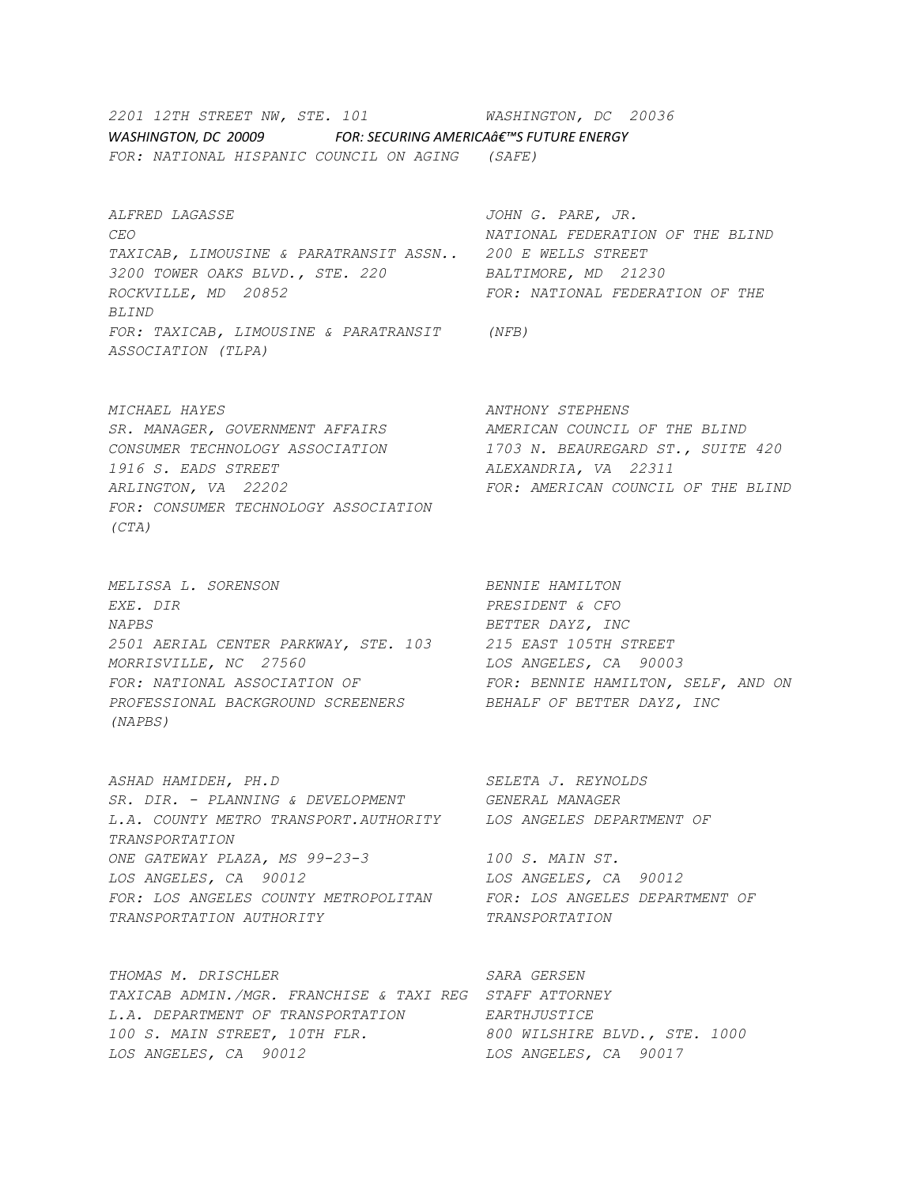*2201 12TH STREET NW, STE. 101*
*WASHINGTON, DC 20009*
*FOR: NATIONAL HISPANIC COUNCIL ON AGING*

*WASHINGTON, DC 20036*
*FOR: SECURING AMERICAâ€™S FUTURE ENERGY (SAFE)*

*ALFRED LAGASSE*
*CEO*
*TAXICAB, LIMOUSINE & PARATRANSIT ASSN..*
*3200 TOWER OAKS BLVD., STE. 220*
*ROCKVILLE, MD 20852*
*FOR: TAXICAB, LIMOUSINE & PARATRANSIT ASSOCIATION (TLPA)*

*JOHN G. PARE, JR.*
*NATIONAL FEDERATION OF THE BLIND*
*200 E WELLS STREET*
*BALTIMORE, MD 21230*
*FOR: NATIONAL FEDERATION OF THE BLIND (NFB)*

*MICHAEL HAYES*
*SR. MANAGER, GOVERNMENT AFFAIRS*
*CONSUMER TECHNOLOGY ASSOCIATION*
*1916 S. EADS STREET*
*ARLINGTON, VA 22202*
*FOR: CONSUMER TECHNOLOGY ASSOCIATION (CTA)*

*ANTHONY STEPHENS*
*AMERICAN COUNCIL OF THE BLIND*
*1703 N. BEAUREGARD ST., SUITE 420*
*ALEXANDRIA, VA 22311*
*FOR: AMERICAN COUNCIL OF THE BLIND*

*MELISSA L. SORENSON*
*EXE. DIR*
*NAPBS*
*2501 AERIAL CENTER PARKWAY, STE. 103*
*MORRISVILLE, NC 27560*
*FOR: NATIONAL ASSOCIATION OF PROFESSIONAL BACKGROUND SCREENERS (NAPBS)*

*BENNIE HAMILTON*
*PRESIDENT & CFO*
*BETTER DAYZ, INC*
*215 EAST 105TH STREET*
*LOS ANGELES, CA 90003*
*FOR: BENNIE HAMILTON, SELF, AND ON BEHALF OF BETTER DAYZ, INC*

*ASHAD HAMIDEH, PH.D*
*SR. DIR. - PLANNING & DEVELOPMENT*
*L.A. COUNTY METRO TRANSPORT.AUTHORITY*
*ONE GATEWAY PLAZA, MS 99-23-3*
*LOS ANGELES, CA 90012*
*FOR: LOS ANGELES COUNTY METROPOLITAN TRANSPORTATION AUTHORITY*

*SELETA J. REYNOLDS*
*GENERAL MANAGER*
*LOS ANGELES DEPARTMENT OF TRANSPORTATION*
*100 S. MAIN ST.*
*LOS ANGELES, CA 90012*
*FOR: LOS ANGELES DEPARTMENT OF TRANSPORTATION*

*THOMAS M. DRISCHLER*
*TAXICAB ADMIN./MGR. FRANCHISE & TAXI REG*
*L.A. DEPARTMENT OF TRANSPORTATION*
*100 S. MAIN STREET, 10TH FLR.*
*LOS ANGELES, CA 90012*

*SARA GERSEN*
*STAFF ATTORNEY*
*EARTHJUSTICE*
*800 WILSHIRE BLVD., STE. 1000*
*LOS ANGELES, CA 90017*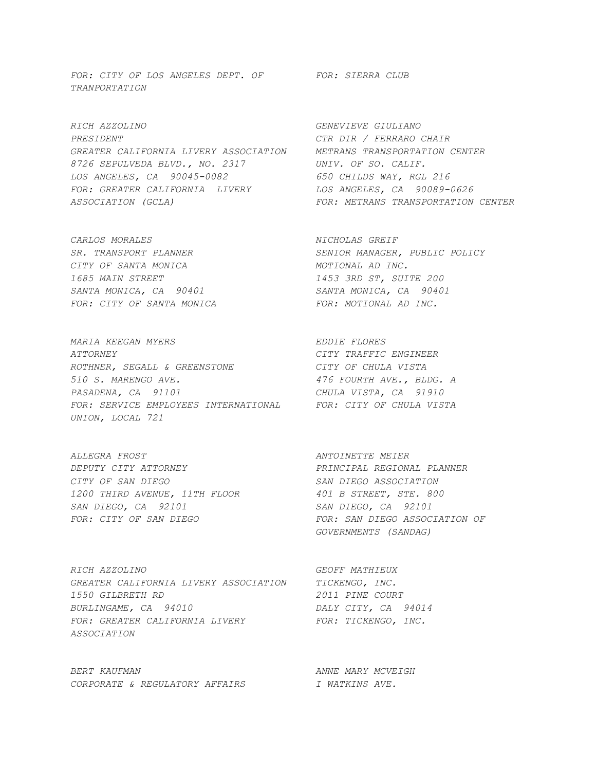*FOR: CITY OF LOS ANGELES DEPT. OF TRANPORTATION*

*FOR: SIERRA CLUB*

*RICH AZZOLINO*
*PRESIDENT*
*GREATER CALIFORNIA LIVERY ASSOCIATION*
*8726 SEPULVEDA BLVD., NO. 2317*
*LOS ANGELES, CA 90045-0082*
*FOR: GREATER CALIFORNIA LIVERY ASSOCIATION (GCLA)*

*GENEVIEVE GIULIANO*
*CTR DIR / FERRARO CHAIR*
*METRANS TRANSPORTATION CENTER*
*UNIV. OF SO. CALIF.*
*650 CHILDS WAY, RGL 216*
*LOS ANGELES, CA 90089-0626*
*FOR: METRANS TRANSPORTATION CENTER*

*CARLOS MORALES*
*SR. TRANSPORT PLANNER*
*CITY OF SANTA MONICA*
*1685 MAIN STREET*
*SANTA MONICA, CA 90401*
*FOR: CITY OF SANTA MONICA*

*NICHOLAS GREIF*
*SENIOR MANAGER, PUBLIC POLICY*
*MOTIONAL AD INC.*
*1453 3RD ST, SUITE 200*
*SANTA MONICA, CA 90401*
*FOR: MOTIONAL AD INC.*

*MARIA KEEGAN MYERS*
*ATTORNEY*
*ROTHNER, SEGALL & GREENSTONE*
*510 S. MARENGO AVE.*
*PASADENA, CA 91101*
*FOR: SERVICE EMPLOYEES INTERNATIONAL UNION, LOCAL 721*

*EDDIE FLORES*
*CITY TRAFFIC ENGINEER*
*CITY OF CHULA VISTA*
*476 FOURTH AVE., BLDG. A*
*CHULA VISTA, CA 91910*
*FOR: CITY OF CHULA VISTA*

*ALLEGRA FROST*
*DEPUTY CITY ATTORNEY*
*CITY OF SAN DIEGO*
*1200 THIRD AVENUE, 11TH FLOOR*
*SAN DIEGO, CA 92101*
*FOR: CITY OF SAN DIEGO*

*ANTOINETTE MEIER*
*PRINCIPAL REGIONAL PLANNER*
*SAN DIEGO ASSOCIATION*
*401 B STREET, STE. 800*
*SAN DIEGO, CA 92101*
*FOR: SAN DIEGO ASSOCIATION OF GOVERNMENTS (SANDAG)*

*RICH AZZOLINO*
*GREATER CALIFORNIA LIVERY ASSOCIATION*
*1550 GILBRETH RD*
*BURLINGAME, CA 94010*
*FOR: GREATER CALIFORNIA LIVERY ASSOCIATION*

*GEOFF MATHIEUX*
*TICKENGO, INC.*
*2011 PINE COURT*
*DALY CITY, CA 94014*
*FOR: TICKENGO, INC.*

*BERT KAUFMAN*
*CORPORATE & REGULATORY AFFAIRS*

*ANNE MARY MCVEIGH*
*I WATKINS AVE.*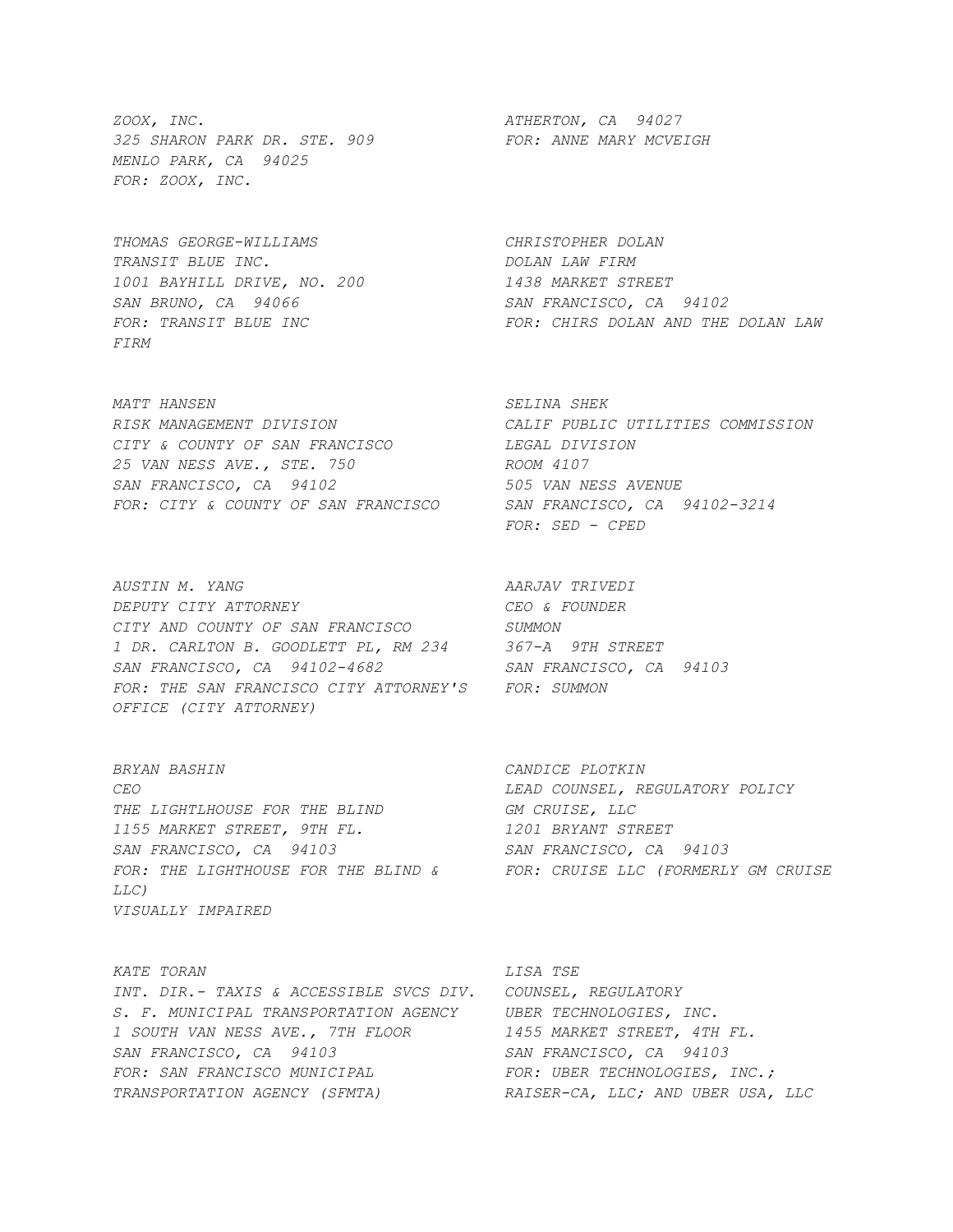*ZOOX, INC.*
*325 SHARON PARK DR. STE. 909*
*MENLO PARK, CA 94025*
*FOR: ZOOX, INC.*

*ATHERTON, CA 94027*
*FOR: ANNE MARY MCVEIGH*

*THOMAS GEORGE-WILLIAMS*
*TRANSIT BLUE INC.*
*1001 BAYHILL DRIVE, NO. 200*
*SAN BRUNO, CA 94066*
*FOR: TRANSIT BLUE INC*

*CHRISTOPHER DOLAN*
*DOLAN LAW FIRM*
*1438 MARKET STREET*
*SAN FRANCISCO, CA 94102*
*FOR: CHIRS DOLAN AND THE DOLAN LAW FIRM*

*MATT HANSEN*
*RISK MANAGEMENT DIVISION*
*CITY & COUNTY OF SAN FRANCISCO*
*25 VAN NESS AVE., STE. 750*
*SAN FRANCISCO, CA 94102*
*FOR: CITY & COUNTY OF SAN FRANCISCO*

*SELINA SHEK*
*CALIF PUBLIC UTILITIES COMMISSION*
*LEGAL DIVISION*
*ROOM 4107*
*505 VAN NESS AVENUE*
*SAN FRANCISCO, CA 94102-3214*
*FOR: SED - CPED*

*AUSTIN M. YANG*
*DEPUTY CITY ATTORNEY*
*CITY AND COUNTY OF SAN FRANCISCO*
*1 DR. CARLTON B. GOODLETT PL, RM 234*
*SAN FRANCISCO, CA 94102-4682*
*FOR: THE SAN FRANCISCO CITY ATTORNEY'S OFFICE (CITY ATTORNEY)*

*AARJAV TRIVEDI*
*CEO & FOUNDER*
*SUMMON*
*367-A 9TH STREET*
*SAN FRANCISCO, CA 94103*
*FOR: SUMMON*

*BRYAN BASHIN*
*CEO*
*THE LIGHTLHOUSE FOR THE BLIND*
*1155 MARKET STREET, 9TH FL.*
*SAN FRANCISCO, CA 94103*
*FOR: THE LIGHTHOUSE FOR THE BLIND & VISUALLY IMPAIRED*

*CANDICE PLOTKIN*
*LEAD COUNSEL, REGULATORY POLICY*
*GM CRUISE, LLC*
*1201 BRYANT STREET*
*SAN FRANCISCO, CA 94103*
*FOR: CRUISE LLC (FORMERLY GM CRUISE LLC)*

*KATE TORAN*
*INT. DIR.- TAXIS & ACCESSIBLE SVCS DIV.*
*S. F. MUNICIPAL TRANSPORTATION AGENCY*
*1 SOUTH VAN NESS AVE., 7TH FLOOR*
*SAN FRANCISCO, CA 94103*
*FOR: SAN FRANCISCO MUNICIPAL TRANSPORTATION AGENCY (SFMTA)*

*LISA TSE*
*COUNSEL, REGULATORY*
*UBER TECHNOLOGIES, INC.*
*1455 MARKET STREET, 4TH FL.*
*SAN FRANCISCO, CA 94103*
*FOR: UBER TECHNOLOGIES, INC.; RAISER-CA, LLC; AND UBER USA, LLC*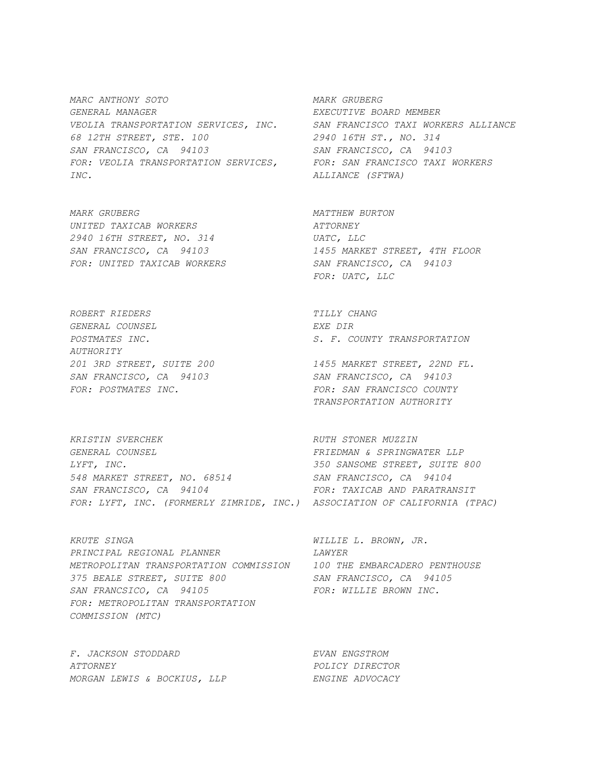*MARC ANTHONY SOTO*
*GENERAL MANAGER*
*VEOLIA TRANSPORTATION SERVICES, INC.*
*68 12TH STREET, STE. 100*
*SAN FRANCISCO, CA 94103*
*FOR: VEOLIA TRANSPORTATION SERVICES, INC.*

*MARK GRUBERG*
*EXECUTIVE BOARD MEMBER*
*SAN FRANCISCO TAXI WORKERS ALLIANCE*
*2940 16TH ST., NO. 314*
*SAN FRANCISCO, CA 94103*
*FOR: SAN FRANCISCO TAXI WORKERS ALLIANCE (SFTWA)*

*MARK GRUBERG*
*UNITED TAXICAB WORKERS*
*2940 16TH STREET, NO. 314*
*SAN FRANCISCO, CA 94103*
*FOR: UNITED TAXICAB WORKERS*

*MATTHEW BURTON*
*ATTORNEY*
*UATC, LLC*
*1455 MARKET STREET, 4TH FLOOR*
*SAN FRANCISCO, CA 94103*
*FOR: UATC, LLC*

*ROBERT RIEDERS*
*GENERAL COUNSEL*
*POSTMATES INC.*
*201 3RD STREET, SUITE 200*
*SAN FRANCISCO, CA 94103*
*FOR: POSTMATES INC.*

*TILLY CHANG*
*EXE DIR*
*S. F. COUNTY TRANSPORTATION AUTHORITY*
*1455 MARKET STREET, 22ND FL.*
*SAN FRANCISCO, CA 94103*
*FOR: SAN FRANCISCO COUNTY TRANSPORTATION AUTHORITY*

*KRISTIN SVERCHEK*
*GENERAL COUNSEL*
*LYFT, INC.*
*548 MARKET STREET, NO. 68514*
*SAN FRANCISCO, CA 94104*
*FOR: LYFT, INC. (FORMERLY ZIMRIDE, INC.)*

*RUTH STONER MUZZIN*
*FRIEDMAN & SPRINGWATER LLP*
*350 SANSOME STREET, SUITE 800*
*SAN FRANCISCO, CA 94104*
*FOR: TAXICAB AND PARATRANSIT ASSOCIATION OF CALIFORNIA (TPAC)*

*KRUTE SINGA*
*PRINCIPAL REGIONAL PLANNER*
*METROPOLITAN TRANSPORTATION COMMISSION*
*375 BEALE STREET, SUITE 800*
*SAN FRANCSICO, CA 94105*
*FOR: METROPOLITAN TRANSPORTATION COMMISSION (MTC)*

*WILLIE L. BROWN, JR.*
*LAWYER*
*100 THE EMBARCADERO PENTHOUSE*
*SAN FRANCISCO, CA 94105*
*FOR: WILLIE BROWN INC.*

*F. JACKSON STODDARD*
*ATTORNEY*
*MORGAN LEWIS & BOCKIUS, LLP*

*EVAN ENGSTROM*
*POLICY DIRECTOR*
*ENGINE ADVOCACY*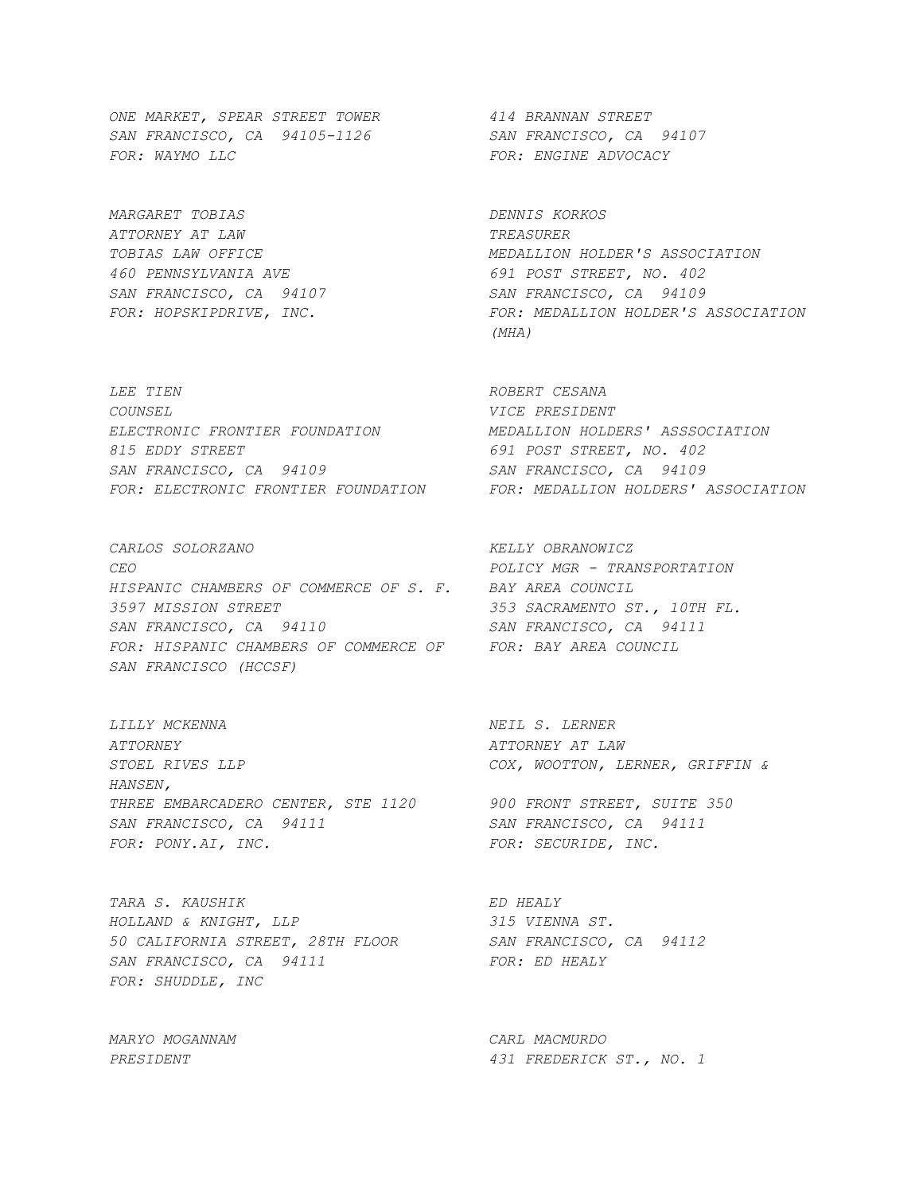*ONE MARKET, SPEAR STREET TOWER*
*SAN FRANCISCO, CA  94105-1126*
*FOR: WAYMO LLC*

*414 BRANNAN STREET*
*SAN FRANCISCO, CA  94107*
*FOR: ENGINE ADVOCACY*

*MARGARET TOBIAS*
*ATTORNEY AT LAW*
*TOBIAS LAW OFFICE*
*460 PENNSYLVANIA AVE*
*SAN FRANCISCO, CA  94107*
*FOR: HOPSKIPDRIVE, INC.*

*DENNIS KORKOS*
*TREASURER*
*MEDALLION HOLDER'S ASSOCIATION*
*691 POST STREET, NO. 402*
*SAN FRANCISCO, CA  94109*
*FOR: MEDALLION HOLDER'S ASSOCIATION (MHA)*

*LEE TIEN*
*COUNSEL*
*ELECTRONIC FRONTIER FOUNDATION*
*815 EDDY STREET*
*SAN FRANCISCO, CA  94109*
*FOR: ELECTRONIC FRONTIER FOUNDATION*

*ROBERT CESANA*
*VICE PRESIDENT*
*MEDALLION HOLDERS' ASSSOCIATION*
*691 POST STREET, NO. 402*
*SAN FRANCISCO, CA  94109*
*FOR: MEDALLION HOLDERS' ASSOCIATION*

*CARLOS SOLORZANO*
*CEO*
*HISPANIC CHAMBERS OF COMMERCE OF S. F.*
*3597 MISSION STREET*
*SAN FRANCISCO, CA  94110*
*FOR: HISPANIC CHAMBERS OF COMMERCE OF SAN FRANCISCO (HCCSF)*

*KELLY OBRANOWICZ*
*POLICY MGR - TRANSPORTATION*
*BAY AREA COUNCIL*
*353 SACRAMENTO ST., 10TH FL.*
*SAN FRANCISCO, CA  94111*
*FOR: BAY AREA COUNCIL*

*LILLY MCKENNA*
*ATTORNEY*
*STOEL RIVES LLP*
*THREE EMBARCADERO CENTER, STE 1120*
*SAN FRANCISCO, CA  94111*
*FOR: PONY.AI, INC.*

*NEIL S. LERNER*
*ATTORNEY AT LAW*
*COX, WOOTTON, LERNER, GRIFFIN & HANSEN,*
*900 FRONT STREET, SUITE 350*
*SAN FRANCISCO, CA  94111*
*FOR: SECURIDE, INC.*

*TARA S. KAUSHIK*
*HOLLAND & KNIGHT, LLP*
*50 CALIFORNIA STREET, 28TH FLOOR*
*SAN FRANCISCO, CA  94111*
*FOR: SHUDDLE, INC*

*ED HEALY*
*315 VIENNA ST.*
*SAN FRANCISCO, CA  94112*
*FOR: ED HEALY*

*MARYO MOGANNAM*
*PRESIDENT*

*CARL MACMURDO*
*431 FREDERICK ST., NO. 1*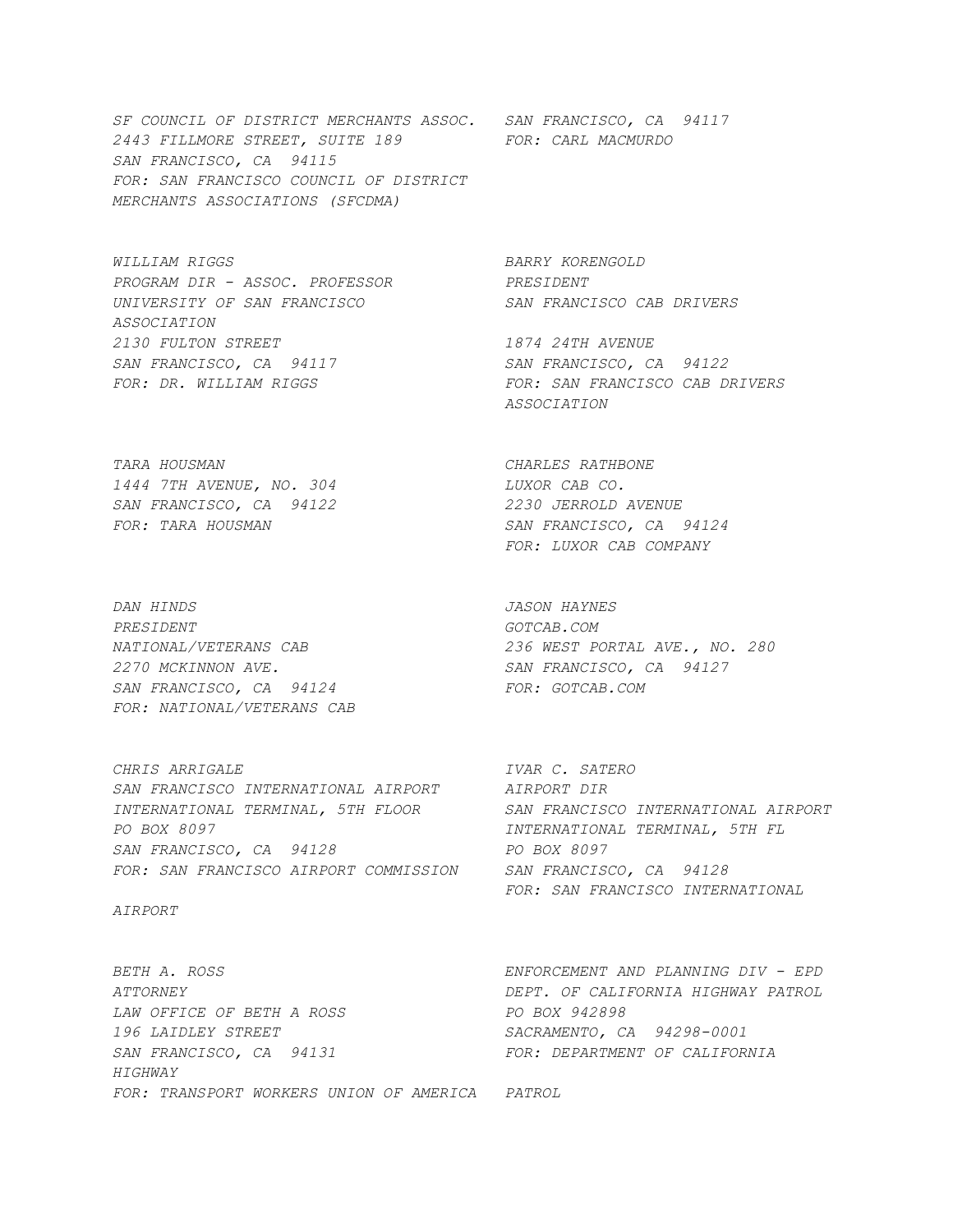*SF COUNCIL OF DISTRICT MERCHANTS ASSOC.*
*2443 FILLMORE STREET, SUITE 189*
*SAN FRANCISCO, CA 94115*
*FOR: SAN FRANCISCO COUNCIL OF DISTRICT MERCHANTS ASSOCIATIONS (SFCDMA)*

*SAN FRANCISCO, CA 94117*
*FOR: CARL MACMURDO*

*WILLIAM RIGGS*
*PROGRAM DIR - ASSOC. PROFESSOR*
*UNIVERSITY OF SAN FRANCISCO*
*2130 FULTON STREET*
*SAN FRANCISCO, CA 94117*
*FOR: DR. WILLIAM RIGGS*

*BARRY KORENGOLD*
*PRESIDENT*
*SAN FRANCISCO CAB DRIVERS ASSOCIATION*
*1874 24TH AVENUE*
*SAN FRANCISCO, CA 94122*
*FOR: SAN FRANCISCO CAB DRIVERS ASSOCIATION*

*TARA HOUSMAN*
*1444 7TH AVENUE, NO. 304*
*SAN FRANCISCO, CA 94122*
*FOR: TARA HOUSMAN*

*CHARLES RATHBONE*
*LUXOR CAB CO.*
*2230 JERROLD AVENUE*
*SAN FRANCISCO, CA 94124*
*FOR: LUXOR CAB COMPANY*

*DAN HINDS*
*PRESIDENT*
*NATIONAL/VETERANS CAB*
*2270 MCKINNON AVE.*
*SAN FRANCISCO, CA 94124*
*FOR: NATIONAL/VETERANS CAB*

*JASON HAYNES*
*GOTCAB.COM*
*236 WEST PORTAL AVE., NO. 280*
*SAN FRANCISCO, CA 94127*
*FOR: GOTCAB.COM*

*CHRIS ARRIGALE*
*SAN FRANCISCO INTERNATIONAL AIRPORT*
*INTERNATIONAL TERMINAL, 5TH FLOOR*
*PO BOX 8097*
*SAN FRANCISCO, CA 94128*
*FOR: SAN FRANCISCO AIRPORT COMMISSION*

*IVAR C. SATERO*
*AIRPORT DIR*
*SAN FRANCISCO INTERNATIONAL AIRPORT*
*INTERNATIONAL TERMINAL, 5TH FL*
*PO BOX 8097*
*SAN FRANCISCO, CA 94128*
*FOR: SAN FRANCISCO INTERNATIONAL AIRPORT*

*BETH A. ROSS*
*ATTORNEY*
*LAW OFFICE OF BETH A ROSS*
*196 LAIDLEY STREET*
*SAN FRANCISCO, CA 94131*
*FOR: TRANSPORT WORKERS UNION OF AMERICA*

*ENFORCEMENT AND PLANNING DIV - EPD*
*DEPT. OF CALIFORNIA HIGHWAY PATROL*
*PO BOX 942898*
*SACRAMENTO, CA 94298-0001*
*FOR: DEPARTMENT OF CALIFORNIA HIGHWAY PATROL*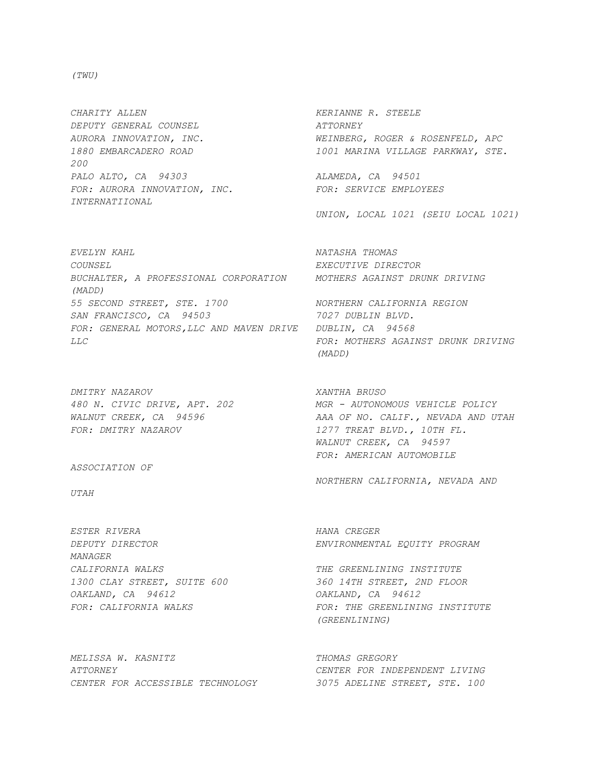*(TWU)*

*CHARITY ALLEN*
*DEPUTY GENERAL COUNSEL*
*AURORA INNOVATION, INC.*
*1880 EMBARCADERO ROAD*
*200*
*PALO ALTO, CA 94303*
*FOR: AURORA INNOVATION, INC.*
*INTERNATIIONAL*

*KERIANNE R. STEELE*
*ATTORNEY*
*WEINBERG, ROGER & ROSENFELD, APC*
*1001 MARINA VILLAGE PARKWAY, STE.*
*ALAMEDA, CA 94501*
*FOR: SERVICE EMPLOYEES*
*UNION, LOCAL 1021 (SEIU LOCAL 1021)*

*EVELYN KAHL*
*COUNSEL*
*BUCHALTER, A PROFESSIONAL CORPORATION*
*55 SECOND STREET, STE. 1700*
*SAN FRANCISCO, CA 94503*
*FOR: GENERAL MOTORS,LLC AND MAVEN DRIVE LLC*

*NATASHA THOMAS*
*EXECUTIVE DIRECTOR*
*MOTHERS AGAINST DRUNK DRIVING (MADD)*
*NORTHERN CALIFORNIA REGION*
*7027 DUBLIN BLVD.*
*DUBLIN, CA 94568*
*FOR: MOTHERS AGAINST DRUNK DRIVING (MADD)*

*DMITRY NAZAROV*
*480 N. CIVIC DRIVE, APT. 202*
*WALNUT CREEK, CA 94596*
*FOR: DMITRY NAZAROV*

*XANTHA BRUSO*
*MGR - AUTONOMOUS VEHICLE POLICY*
*AAA OF NO. CALIF., NEVADA AND UTAH*
*1277 TREAT BLVD., 10TH FL.*
*WALNUT CREEK, CA 94597*
*FOR: AMERICAN AUTOMOBILE ASSOCIATION OF NORTHERN CALIFORNIA, NEVADA AND UTAH*

*ESTER RIVERA*
*DEPUTY DIRECTOR*
*CALIFORNIA WALKS*
*1300 CLAY STREET, SUITE 600*
*OAKLAND, CA 94612*
*FOR: CALIFORNIA WALKS*

*HANA CREGER*
*ENVIRONMENTAL EQUITY PROGRAM MANAGER*
*THE GREENLINING INSTITUTE*
*360 14TH STREET, 2ND FLOOR*
*OAKLAND, CA 94612*
*FOR: THE GREENLINING INSTITUTE (GREENLINING)*

*MELISSA W. KASNITZ*
*ATTORNEY*
*CENTER FOR ACCESSIBLE TECHNOLOGY*

*THOMAS GREGORY*
*CENTER FOR INDEPENDENT LIVING*
*3075 ADELINE STREET, STE. 100*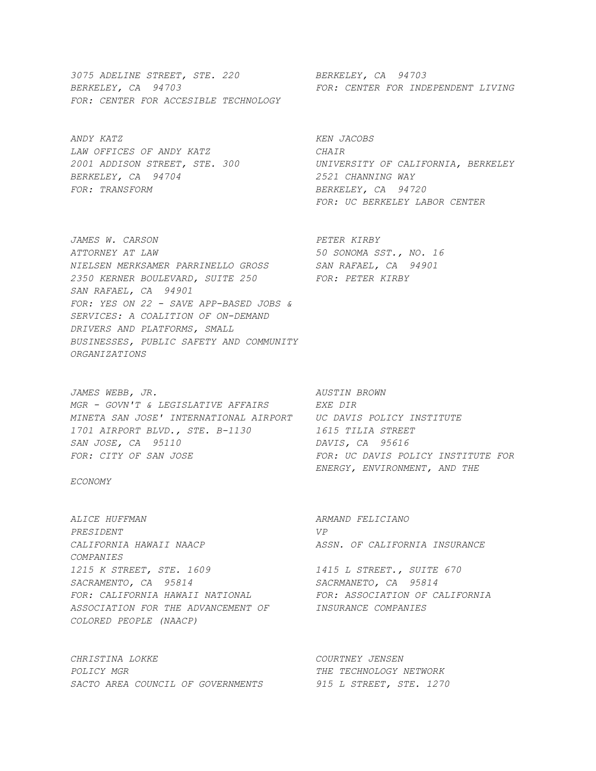*3075 ADELINE STREET, STE. 220*
*BERKELEY, CA 94703*
*FOR: CENTER FOR ACCESIBLE TECHNOLOGY*

*BERKELEY, CA 94703*
*FOR: CENTER FOR INDEPENDENT LIVING*

*ANDY KATZ*
*LAW OFFICES OF ANDY KATZ*
*2001 ADDISON STREET, STE. 300*
*BERKELEY, CA 94704*
*FOR: TRANSFORM*

*KEN JACOBS*
*CHAIR*
*UNIVERSITY OF CALIFORNIA, BERKELEY*
*2521 CHANNING WAY*
*BERKELEY, CA 94720*
*FOR: UC BERKELEY LABOR CENTER*

*JAMES W. CARSON*
*ATTORNEY AT LAW*
*NIELSEN MERKSAMER PARRINELLO GROSS*
*2350 KERNER BOULEVARD, SUITE 250*
*SAN RAFAEL, CA 94901*
*FOR: YES ON 22 - SAVE APP-BASED JOBS & SERVICES: A COALITION OF ON-DEMAND DRIVERS AND PLATFORMS, SMALL BUSINESSES, PUBLIC SAFETY AND COMMUNITY ORGANIZATIONS*

*PETER KIRBY*
*50 SONOMA SST., NO. 16*
*SAN RAFAEL, CA 94901*
*FOR: PETER KIRBY*

*JAMES WEBB, JR.*
*MGR - GOVN'T & LEGISLATIVE AFFAIRS*
*MINETA SAN JOSE' INTERNATIONAL AIRPORT*
*1701 AIRPORT BLVD., STE. B-1130*
*SAN JOSE, CA 95110*
*FOR: CITY OF SAN JOSE*

*AUSTIN BROWN*
*EXE DIR*
*UC DAVIS POLICY INSTITUTE*
*1615 TILIA STREET*
*DAVIS, CA 95616*
*FOR: UC DAVIS POLICY INSTITUTE FOR ENERGY, ENVIRONMENT, AND THE ECONOMY*

*ALICE HUFFMAN*
*PRESIDENT*
*CALIFORNIA HAWAII NAACP*
*1215 K STREET, STE. 1609*
*SACRAMENTO, CA 95814*
*FOR: CALIFORNIA HAWAII NATIONAL ASSOCIATION FOR THE ADVANCEMENT OF COLORED PEOPLE (NAACP)*

*ARMAND FELICIANO*
*VP*
*ASSN. OF CALIFORNIA INSURANCE COMPANIES*
*1415 L STREET., SUITE 670*
*SACRMANETO, CA 95814*
*FOR: ASSOCIATION OF CALIFORNIA INSURANCE COMPANIES*

*CHRISTINA LOKKE*
*POLICY MGR*
*SACTO AREA COUNCIL OF GOVERNMENTS*

*COURTNEY JENSEN*
*THE TECHNOLOGY NETWORK*
*915 L STREET, STE. 1270*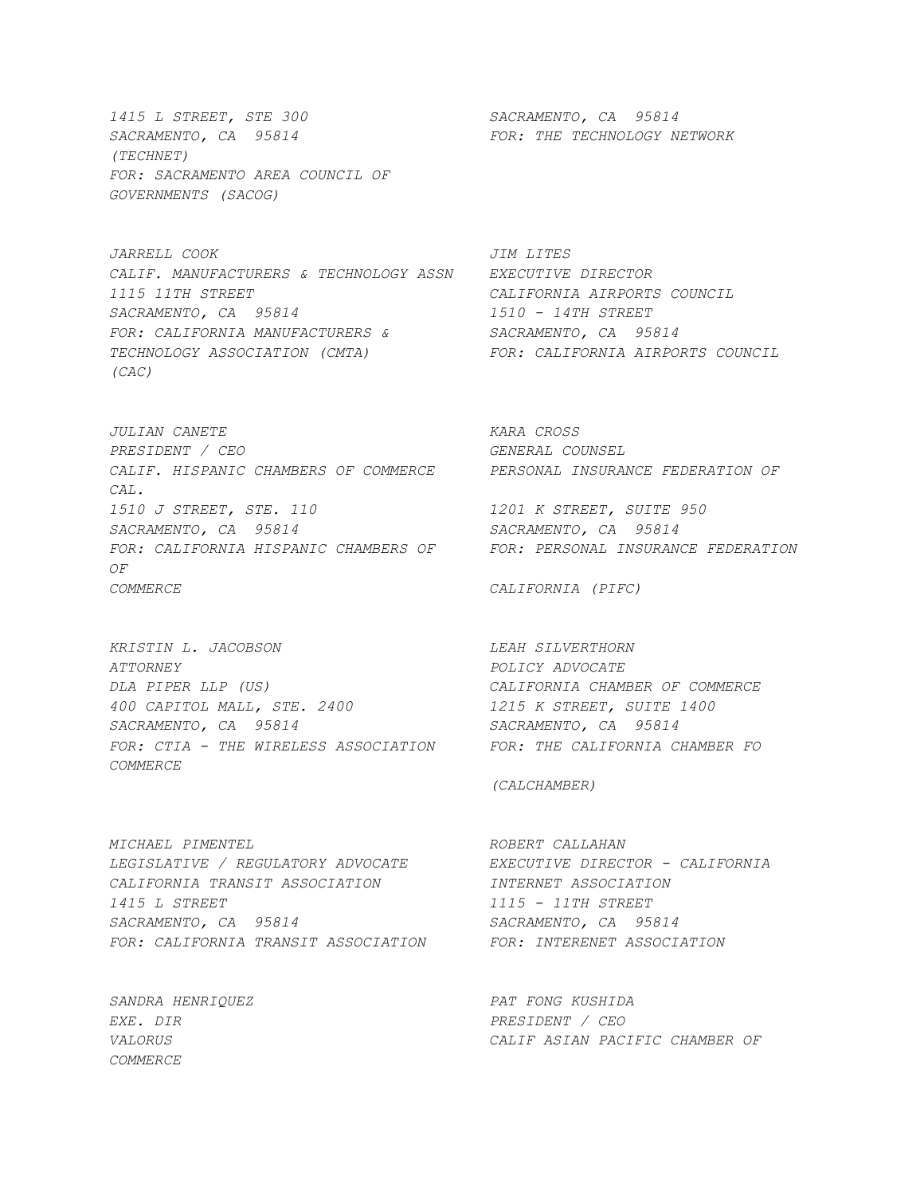*1415 L STREET, STE 300*
*SACRAMENTO, CA 95814*
*FOR: SACRAMENTO AREA COUNCIL OF GOVERNMENTS (SACOG)*

*SACRAMENTO, CA 95814*
*FOR: THE TECHNOLOGY NETWORK (TECHNET)*

*JARRELL COOK*
*CALIF. MANUFACTURERS & TECHNOLOGY ASSN*
*1115 11TH STREET*
*SACRAMENTO, CA 95814*
*FOR: CALIFORNIA MANUFACTURERS & TECHNOLOGY ASSOCIATION (CMTA)*

*JIM LITES*
*EXECUTIVE DIRECTOR*
*CALIFORNIA AIRPORTS COUNCIL*
*1510 - 14TH STREET*
*SACRAMENTO, CA 95814*
*FOR: CALIFORNIA AIRPORTS COUNCIL (CAC)*

*JULIAN CANETE*
*PRESIDENT / CEO*
*CALIF. HISPANIC CHAMBERS OF COMMERCE*
*1510 J STREET, STE. 110*
*SACRAMENTO, CA 95814*
*FOR: CALIFORNIA HISPANIC CHAMBERS OF COMMERCE*

*KARA CROSS*
*GENERAL COUNSEL*
*PERSONAL INSURANCE FEDERATION OF CAL.*
*1201 K STREET, SUITE 950*
*SACRAMENTO, CA 95814*
*FOR: PERSONAL INSURANCE FEDERATION OF CALIFORNIA (PIFC)*

*KRISTIN L. JACOBSON*
*ATTORNEY*
*DLA PIPER LLP (US)*
*400 CAPITOL MALL, STE. 2400*
*SACRAMENTO, CA 95814*
*FOR: CTIA - THE WIRELESS ASSOCIATION*

*LEAH SILVERTHORN*
*POLICY ADVOCATE*
*CALIFORNIA CHAMBER OF COMMERCE*
*1215 K STREET, SUITE 1400*
*SACRAMENTO, CA 95814*
*FOR: THE CALIFORNIA CHAMBER FO COMMERCE (CALCHAMBER)*

*MICHAEL PIMENTEL*
*LEGISLATIVE / REGULATORY ADVOCATE*
*CALIFORNIA TRANSIT ASSOCIATION*
*1415 L STREET*
*SACRAMENTO, CA 95814*
*FOR: CALIFORNIA TRANSIT ASSOCIATION*

*ROBERT CALLAHAN*
*EXECUTIVE DIRECTOR - CALIFORNIA INTERNET ASSOCIATION*
*1115 - 11TH STREET*
*SACRAMENTO, CA 95814*
*FOR: INTERENET ASSOCIATION*

*SANDRA HENRIQUEZ*
*EXE. DIR*
*VALORUS*

*PAT FONG KUSHIDA*
*PRESIDENT / CEO*
*CALIF ASIAN PACIFIC CHAMBER OF COMMERCE*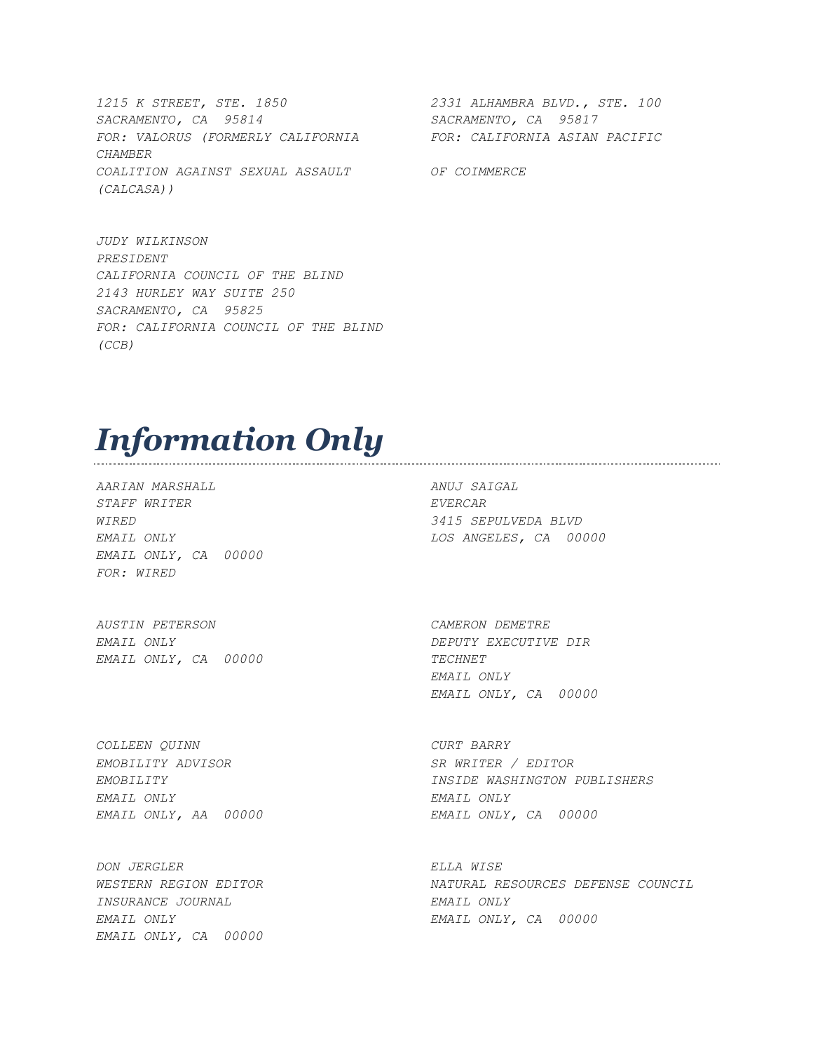*1215 K STREET, STE. 1850*
*SACRAMENTO, CA 95814*
*FOR: VALORUS (FORMERLY CALIFORNIA COALITION AGAINST SEXUAL ASSAULT (CALCASA))*

*2331 ALHAMBRA BLVD., STE. 100*
*SACRAMENTO, CA 95817*
*FOR: CALIFORNIA ASIAN PACIFIC CHAMBER OF COIMMERCE*

*JUDY WILKINSON*
*PRESIDENT*
*CALIFORNIA COUNCIL OF THE BLIND*
*2143 HURLEY WAY SUITE 250*
*SACRAMENTO, CA 95825*
*FOR: CALIFORNIA COUNCIL OF THE BLIND (CCB)*

# *Information Only*

*AARIAN MARSHALL*
*STAFF WRITER*
*WIRED*
*EMAIL ONLY*
*EMAIL ONLY, CA 00000*
*FOR: WIRED*

*ANUJ SAIGAL*
*EVERCAR*
*3415 SEPULVEDA BLVD*
*LOS ANGELES, CA 00000*

*AUSTIN PETERSON*
*EMAIL ONLY*
*EMAIL ONLY, CA 00000*

*CAMERON DEMETRE*
*DEPUTY EXECUTIVE DIR*
*TECHNET*
*EMAIL ONLY*
*EMAIL ONLY, CA 00000*

*COLLEEN QUINN*
*EMOBILITY ADVISOR*
*EMOBILITY*
*EMAIL ONLY*
*EMAIL ONLY, AA 00000*

*CURT BARRY*
*SR WRITER / EDITOR*
*INSIDE WASHINGTON PUBLISHERS*
*EMAIL ONLY*
*EMAIL ONLY, CA 00000*

*DON JERGLER*
*WESTERN REGION EDITOR*
*INSURANCE JOURNAL*
*EMAIL ONLY*
*EMAIL ONLY, CA 00000*

*ELLA WISE*
*NATURAL RESOURCES DEFENSE COUNCIL*
*EMAIL ONLY*
*EMAIL ONLY, CA 00000*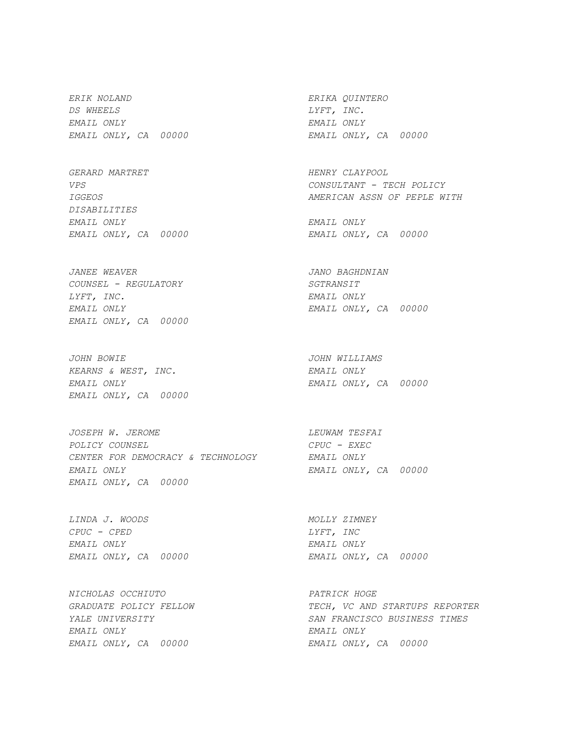*ERIK NOLAND*
*DS WHEELS*
*EMAIL ONLY*
*EMAIL ONLY, CA 00000*

*ERIKA QUINTERO*
*LYFT, INC.*
*EMAIL ONLY*
*EMAIL ONLY, CA 00000*

*GERARD MARTRET*
*VPS*
*IGGEOS*
*EMAIL ONLY*
*EMAIL ONLY, CA 00000*

*HENRY CLAYPOOL*
*CONSULTANT - TECH POLICY*
*AMERICAN ASSN OF PEPLE WITH DISABILITIES*
*EMAIL ONLY*
*EMAIL ONLY, CA 00000*

*JANEE WEAVER*
*COUNSEL - REGULATORY*
*LYFT, INC.*
*EMAIL ONLY*
*EMAIL ONLY, CA 00000*

*JANO BAGHDNIAN*
*SGTRANSIT*
*EMAIL ONLY*
*EMAIL ONLY, CA 00000*

*JOHN BOWIE*
*KEARNS & WEST, INC.*
*EMAIL ONLY*
*EMAIL ONLY, CA 00000*

*JOHN WILLIAMS*
*EMAIL ONLY*
*EMAIL ONLY, CA 00000*

*JOSEPH W. JEROME*
*POLICY COUNSEL*
*CENTER FOR DEMOCRACY & TECHNOLOGY*
*EMAIL ONLY*
*EMAIL ONLY, CA 00000*

*LEUWAM TESFAI*
*CPUC - EXEC*
*EMAIL ONLY*
*EMAIL ONLY, CA 00000*

*LINDA J. WOODS*
*CPUC - CPED*
*EMAIL ONLY*
*EMAIL ONLY, CA 00000*

*MOLLY ZIMNEY*
*LYFT, INC*
*EMAIL ONLY*
*EMAIL ONLY, CA 00000*

*NICHOLAS OCCHIUTO*
*GRADUATE POLICY FELLOW*
*YALE UNIVERSITY*
*EMAIL ONLY*
*EMAIL ONLY, CA 00000*

*PATRICK HOGE*
*TECH, VC AND STARTUPS REPORTER*
*SAN FRANCISCO BUSINESS TIMES*
*EMAIL ONLY*
*EMAIL ONLY, CA 00000*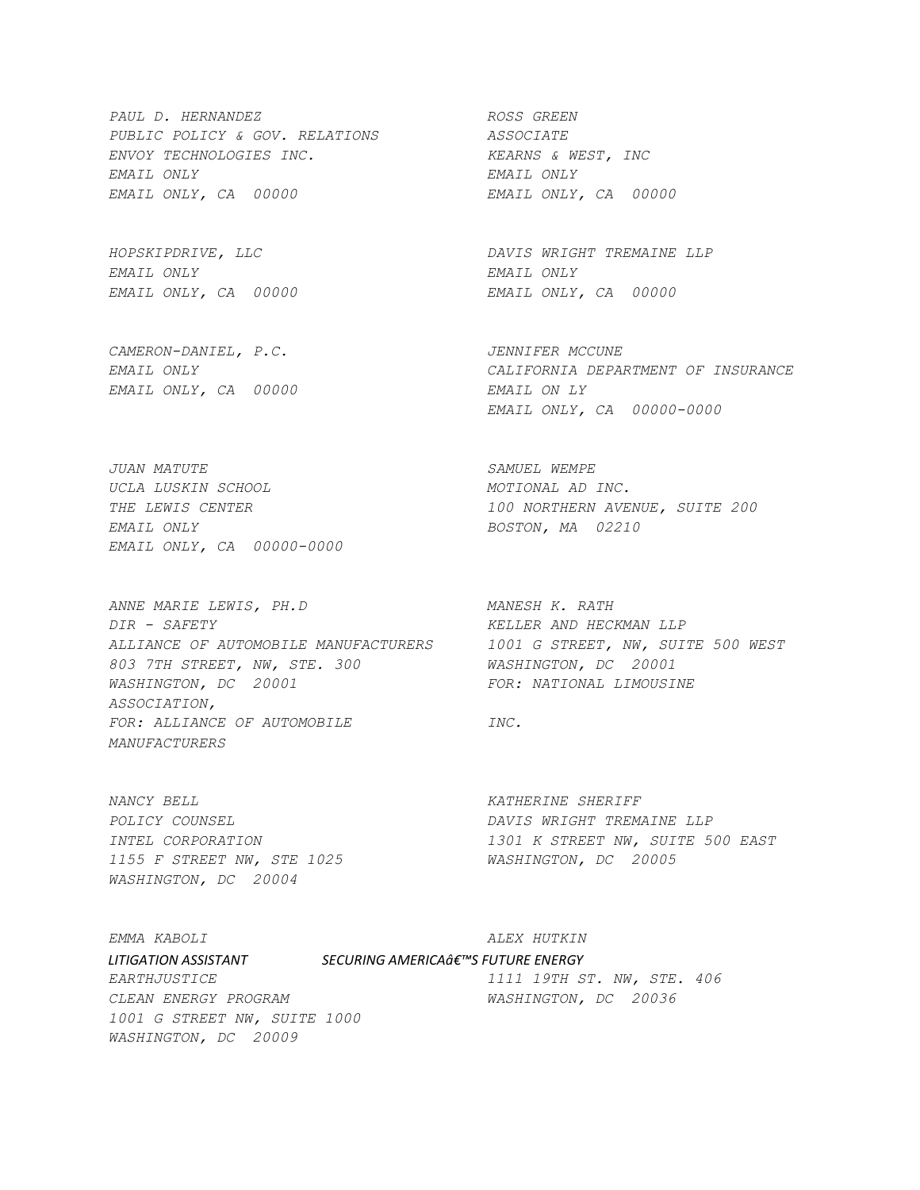*PAUL D. HERNANDEZ*
*PUBLIC POLICY & GOV. RELATIONS*
*ENVOY TECHNOLOGIES INC.*
*EMAIL ONLY*
*EMAIL ONLY, CA 00000*

*ROSS GREEN*
*ASSOCIATE*
*KEARNS & WEST, INC*
*EMAIL ONLY*
*EMAIL ONLY, CA 00000*

*HOPSKIPDRIVE, LLC*
*EMAIL ONLY*
*EMAIL ONLY, CA 00000*

*DAVIS WRIGHT TREMAINE LLP*
*EMAIL ONLY*
*EMAIL ONLY, CA 00000*

*CAMERON-DANIEL, P.C.*
*EMAIL ONLY*
*EMAIL ONLY, CA 00000*

*JENNIFER MCCUNE*
*CALIFORNIA DEPARTMENT OF INSURANCE*
*EMAIL ON LY*
*EMAIL ONLY, CA 00000-0000*

*JUAN MATUTE*
*UCLA LUSKIN SCHOOL*
*THE LEWIS CENTER*
*EMAIL ONLY*
*EMAIL ONLY, CA 00000-0000*

*SAMUEL WEMPE*
*MOTIONAL AD INC.*
*100 NORTHERN AVENUE, SUITE 200*
*BOSTON, MA 02210*

*ANNE MARIE LEWIS, PH.D*
*DIR - SAFETY*
*ALLIANCE OF AUTOMOBILE MANUFACTURERS*
*803 7TH STREET, NW, STE. 300*
*WASHINGTON, DC 20001*
*FOR: ALLIANCE OF AUTOMOBILE MANUFACTURERS*

*MANESH K. RATH*
*KELLER AND HECKMAN LLP*
*1001 G STREET, NW, SUITE 500 WEST*
*WASHINGTON, DC 20001*
*FOR: NATIONAL LIMOUSINE ASSOCIATION, INC.*

*NANCY BELL*
*POLICY COUNSEL*
*INTEL CORPORATION*
*1155 F STREET NW, STE 1025*
*WASHINGTON, DC 20004*

*KATHERINE SHERIFF*
*DAVIS WRIGHT TREMAINE LLP*
*1301 K STREET NW, SUITE 500 EAST*
*WASHINGTON, DC 20005*

*EMMA KABOLI*
*LITIGATION ASSISTANT*
*EARTHJUSTICE*
*CLEAN ENERGY PROGRAM*
*1001 G STREET NW, SUITE 1000*
*WASHINGTON, DC 20009*

*ALEX HUTKIN*
*SECURING AMERICAâ€™S FUTURE ENERGY*
*1111 19TH ST. NW, STE. 406*
*WASHINGTON, DC 20036*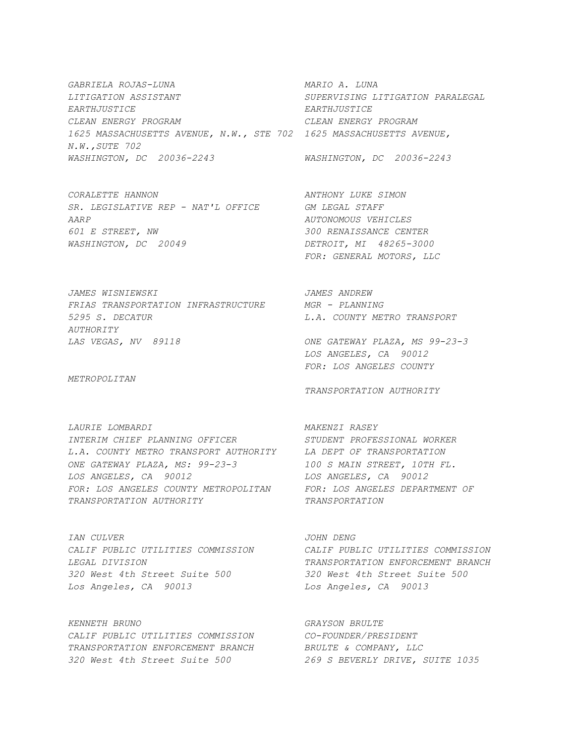GABRIELA ROJAS-LUNA
LITIGATION ASSISTANT
EARTHJUSTICE
CLEAN ENERGY PROGRAM
1625 MASSACHUSETTS AVENUE, N.W., STE 702
WASHINGTON, DC 20036-2243

MARIO A. LUNA
SUPERVISING LITIGATION PARALEGAL
EARTHJUSTICE
CLEAN ENERGY PROGRAM
1625 MASSACHUSETTS AVENUE, N.W.,SUTE 702
WASHINGTON, DC 20036-2243

CORALETTE HANNON
SR. LEGISLATIVE REP - NAT'L OFFICE
AARP
601 E STREET, NW
WASHINGTON, DC 20049

ANTHONY LUKE SIMON
GM LEGAL STAFF
AUTONOMOUS VEHICLES
300 RENAISSANCE CENTER
DETROIT, MI 48265-3000
FOR: GENERAL MOTORS, LLC

JAMES WISNIEWSKI
FRIAS TRANSPORTATION INFRASTRUCTURE
5295 S. DECATUR
AUTHORITY
LAS VEGAS, NV 89118

JAMES ANDREW
MGR - PLANNING
L.A. COUNTY METRO TRANSPORT
ONE GATEWAY PLAZA, MS 99-23-3
LOS ANGELES, CA 90012
FOR: LOS ANGELES COUNTY METROPOLITAN TRANSPORTATION AUTHORITY

LAURIE LOMBARDI
INTERIM CHIEF PLANNING OFFICER
L.A. COUNTY METRO TRANSPORT AUTHORITY
ONE GATEWAY PLAZA, MS: 99-23-3
LOS ANGELES, CA 90012
FOR: LOS ANGELES COUNTY METROPOLITAN TRANSPORTATION AUTHORITY

MAKENZI RASEY
STUDENT PROFESSIONAL WORKER
LA DEPT OF TRANSPORTATION
100 S MAIN STREET, 10TH FL.
LOS ANGELES, CA 90012
FOR: LOS ANGELES DEPARTMENT OF TRANSPORTATION

IAN CULVER
CALIF PUBLIC UTILITIES COMMISSION
LEGAL DIVISION
320 West 4th Street Suite 500
Los Angeles, CA 90013

JOHN DENG
CALIF PUBLIC UTILITIES COMMISSION
TRANSPORTATION ENFORCEMENT BRANCH
320 West 4th Street Suite 500
Los Angeles, CA 90013

KENNETH BRUNO
CALIF PUBLIC UTILITIES COMMISSION
TRANSPORTATION ENFORCEMENT BRANCH
320 West 4th Street Suite 500

GRAYSON BRULTE
CO-FOUNDER/PRESIDENT
BRULTE & COMPANY, LLC
269 S BEVERLY DRIVE, SUITE 1035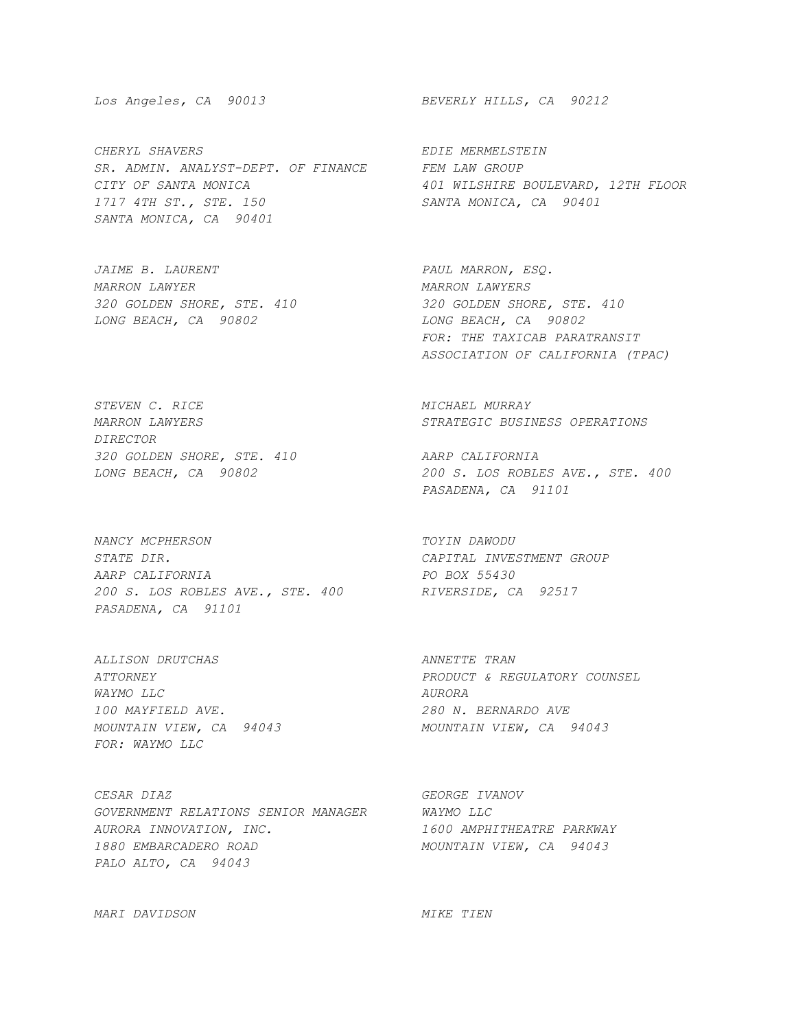*Los Angeles, CA 90013*

*BEVERLY HILLS, CA 90212*

*CHERYL SHAVERS*
*SR. ADMIN. ANALYST-DEPT. OF FINANCE*
*CITY OF SANTA MONICA*
*1717 4TH ST., STE. 150*
*SANTA MONICA, CA 90401*

*EDIE MERMELSTEIN*
*FEM LAW GROUP*
*401 WILSHIRE BOULEVARD, 12TH FLOOR*
*SANTA MONICA, CA 90401*

*JAIME B. LAURENT*
*MARRON LAWYER*
*320 GOLDEN SHORE, STE. 410*
*LONG BEACH, CA 90802*

*PAUL MARRON, ESQ.*
*MARRON LAWYERS*
*320 GOLDEN SHORE, STE. 410*
*LONG BEACH, CA 90802*
*FOR: THE TAXICAB PARATRANSIT ASSOCIATION OF CALIFORNIA (TPAC)*

*STEVEN C. RICE*
*MARRON LAWYERS*
*DIRECTOR*
*320 GOLDEN SHORE, STE. 410*
*LONG BEACH, CA 90802*

*MICHAEL MURRAY*
*STRATEGIC BUSINESS OPERATIONS*
*AARP CALIFORNIA*
*200 S. LOS ROBLES AVE., STE. 400*
*PASADENA, CA 91101*

*NANCY MCPHERSON*
*STATE DIR.*
*AARP CALIFORNIA*
*200 S. LOS ROBLES AVE., STE. 400*
*PASADENA, CA 91101*

*TOYIN DAWODU*
*CAPITAL INVESTMENT GROUP*
*PO BOX 55430*
*RIVERSIDE, CA 92517*

*ALLISON DRUTCHAS*
*ATTORNEY*
*WAYMO LLC*
*100 MAYFIELD AVE.*
*MOUNTAIN VIEW, CA 94043*
*FOR: WAYMO LLC*

*ANNETTE TRAN*
*PRODUCT & REGULATORY COUNSEL*
*AURORA*
*280 N. BERNARDO AVE*
*MOUNTAIN VIEW, CA 94043*

*CESAR DIAZ*
*GOVERNMENT RELATIONS SENIOR MANAGER*
*AURORA INNOVATION, INC.*
*1880 EMBARCADERO ROAD*
*PALO ALTO, CA 94043*

*GEORGE IVANOV*
*WAYMO LLC*
*1600 AMPHITHEATRE PARKWAY*
*MOUNTAIN VIEW, CA 94043*

*MARI DAVIDSON*

*MIKE TIEN*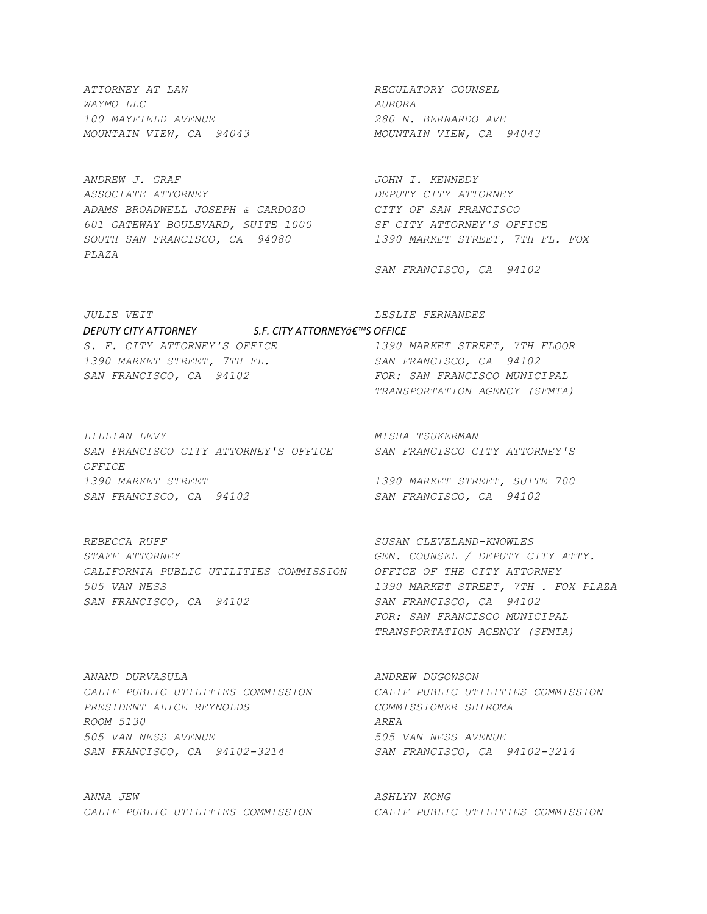ATTORNEY AT LAW
WAYMO LLC
100 MAYFIELD AVENUE
MOUNTAIN VIEW, CA 94043

REGULATORY COUNSEL
AURORA
280 N. BERNARDO AVE
MOUNTAIN VIEW, CA 94043

ANDREW J. GRAF
ASSOCIATE ATTORNEY
ADAMS BROADWELL JOSEPH & CARDOZO
601 GATEWAY BOULEVARD, SUITE 1000
SOUTH SAN FRANCISCO, CA 94080

JOHN I. KENNEDY
DEPUTY CITY ATTORNEY
CITY OF SAN FRANCISCO
SF CITY ATTORNEY'S OFFICE
1390 MARKET STREET, 7TH FL. FOX PLAZA
SAN FRANCISCO, CA 94102

JULIE VEIT
DEPUTY CITY ATTORNEY
S. F. CITY ATTORNEY'S OFFICE
1390 MARKET STREET, 7TH FL.
SAN FRANCISCO, CA 94102

LESLIE FERNANDEZ
S.F. CITY ATTORNEYâ€™S OFFICE
1390 MARKET STREET, 7TH FLOOR
SAN FRANCISCO, CA 94102
FOR: SAN FRANCISCO MUNICIPAL TRANSPORTATION AGENCY (SFMTA)

LILLIAN LEVY
SAN FRANCISCO CITY ATTORNEY'S OFFICE
1390 MARKET STREET
SAN FRANCISCO, CA 94102

MISHA TSUKERMAN
SAN FRANCISCO CITY ATTORNEY'S OFFICE
1390 MARKET STREET, SUITE 700
SAN FRANCISCO, CA 94102

REBECCA RUFF
STAFF ATTORNEY
CALIFORNIA PUBLIC UTILITIES COMMISSION
505 VAN NESS
SAN FRANCISCO, CA 94102

SUSAN CLEVELAND-KNOWLES
GEN. COUNSEL / DEPUTY CITY ATTY.
OFFICE OF THE CITY ATTORNEY
1390 MARKET STREET, 7TH . FOX PLAZA
SAN FRANCISCO, CA 94102
FOR: SAN FRANCISCO MUNICIPAL TRANSPORTATION AGENCY (SFMTA)

ANAND DURVASULA
CALIF PUBLIC UTILITIES COMMISSION
PRESIDENT ALICE REYNOLDS
ROOM 5130
505 VAN NESS AVENUE
SAN FRANCISCO, CA 94102-3214

ANDREW DUGOWSON
CALIF PUBLIC UTILITIES COMMISSION
COMMISSIONER SHIROMA
AREA
505 VAN NESS AVENUE
SAN FRANCISCO, CA 94102-3214

ANNA JEW
CALIF PUBLIC UTILITIES COMMISSION

ASHLYN KONG
CALIF PUBLIC UTILITIES COMMISSION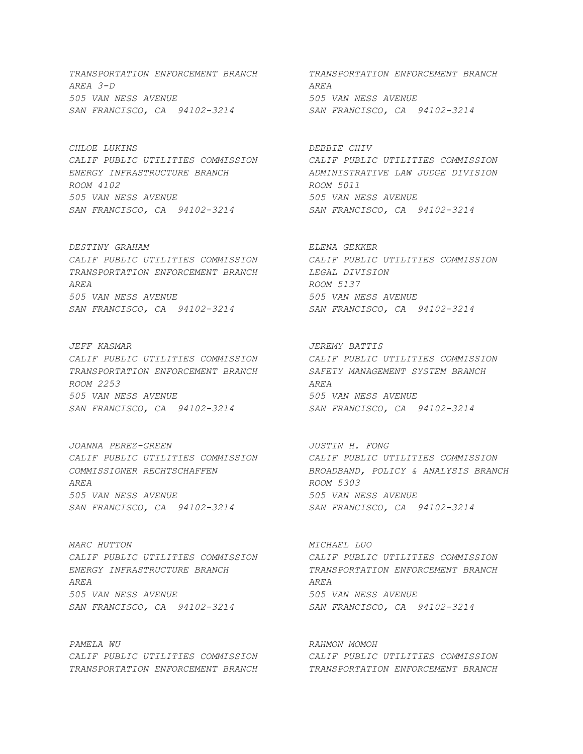*TRANSPORTATION ENFORCEMENT BRANCH*
*AREA 3-D*
*505 VAN NESS AVENUE*
*SAN FRANCISCO, CA 94102-3214*

*TRANSPORTATION ENFORCEMENT BRANCH*
*AREA*
*505 VAN NESS AVENUE*
*SAN FRANCISCO, CA 94102-3214*

*CHLOE LUKINS*
*CALIF PUBLIC UTILITIES COMMISSION*
*ENERGY INFRASTRUCTURE BRANCH*
*ROOM 4102*
*505 VAN NESS AVENUE*
*SAN FRANCISCO, CA 94102-3214*

*DEBBIE CHIV*
*CALIF PUBLIC UTILITIES COMMISSION*
*ADMINISTRATIVE LAW JUDGE DIVISION*
*ROOM 5011*
*505 VAN NESS AVENUE*
*SAN FRANCISCO, CA 94102-3214*

*DESTINY GRAHAM*
*CALIF PUBLIC UTILITIES COMMISSION*
*TRANSPORTATION ENFORCEMENT BRANCH*
*AREA*
*505 VAN NESS AVENUE*
*SAN FRANCISCO, CA 94102-3214*

*ELENA GEKKER*
*CALIF PUBLIC UTILITIES COMMISSION*
*LEGAL DIVISION*
*ROOM 5137*
*505 VAN NESS AVENUE*
*SAN FRANCISCO, CA 94102-3214*

*JEFF KASMAR*
*CALIF PUBLIC UTILITIES COMMISSION*
*TRANSPORTATION ENFORCEMENT BRANCH*
*ROOM 2253*
*505 VAN NESS AVENUE*
*SAN FRANCISCO, CA 94102-3214*

*JEREMY BATTIS*
*CALIF PUBLIC UTILITIES COMMISSION*
*SAFETY MANAGEMENT SYSTEM BRANCH*
*AREA*
*505 VAN NESS AVENUE*
*SAN FRANCISCO, CA 94102-3214*

*JOANNA PEREZ-GREEN*
*CALIF PUBLIC UTILITIES COMMISSION*
*COMMISSIONER RECHTSCHAFFEN*
*AREA*
*505 VAN NESS AVENUE*
*SAN FRANCISCO, CA 94102-3214*

*JUSTIN H. FONG*
*CALIF PUBLIC UTILITIES COMMISSION*
*BROADBAND, POLICY & ANALYSIS BRANCH*
*ROOM 5303*
*505 VAN NESS AVENUE*
*SAN FRANCISCO, CA 94102-3214*

*MARC HUTTON*
*CALIF PUBLIC UTILITIES COMMISSION*
*ENERGY INFRASTRUCTURE BRANCH*
*AREA*
*505 VAN NESS AVENUE*
*SAN FRANCISCO, CA 94102-3214*

*MICHAEL LUO*
*CALIF PUBLIC UTILITIES COMMISSION*
*TRANSPORTATION ENFORCEMENT BRANCH*
*AREA*
*505 VAN NESS AVENUE*
*SAN FRANCISCO, CA 94102-3214*

*PAMELA WU*
*CALIF PUBLIC UTILITIES COMMISSION*
*TRANSPORTATION ENFORCEMENT BRANCH*

*RAHMON MOMOH*
*CALIF PUBLIC UTILITIES COMMISSION*
*TRANSPORTATION ENFORCEMENT BRANCH*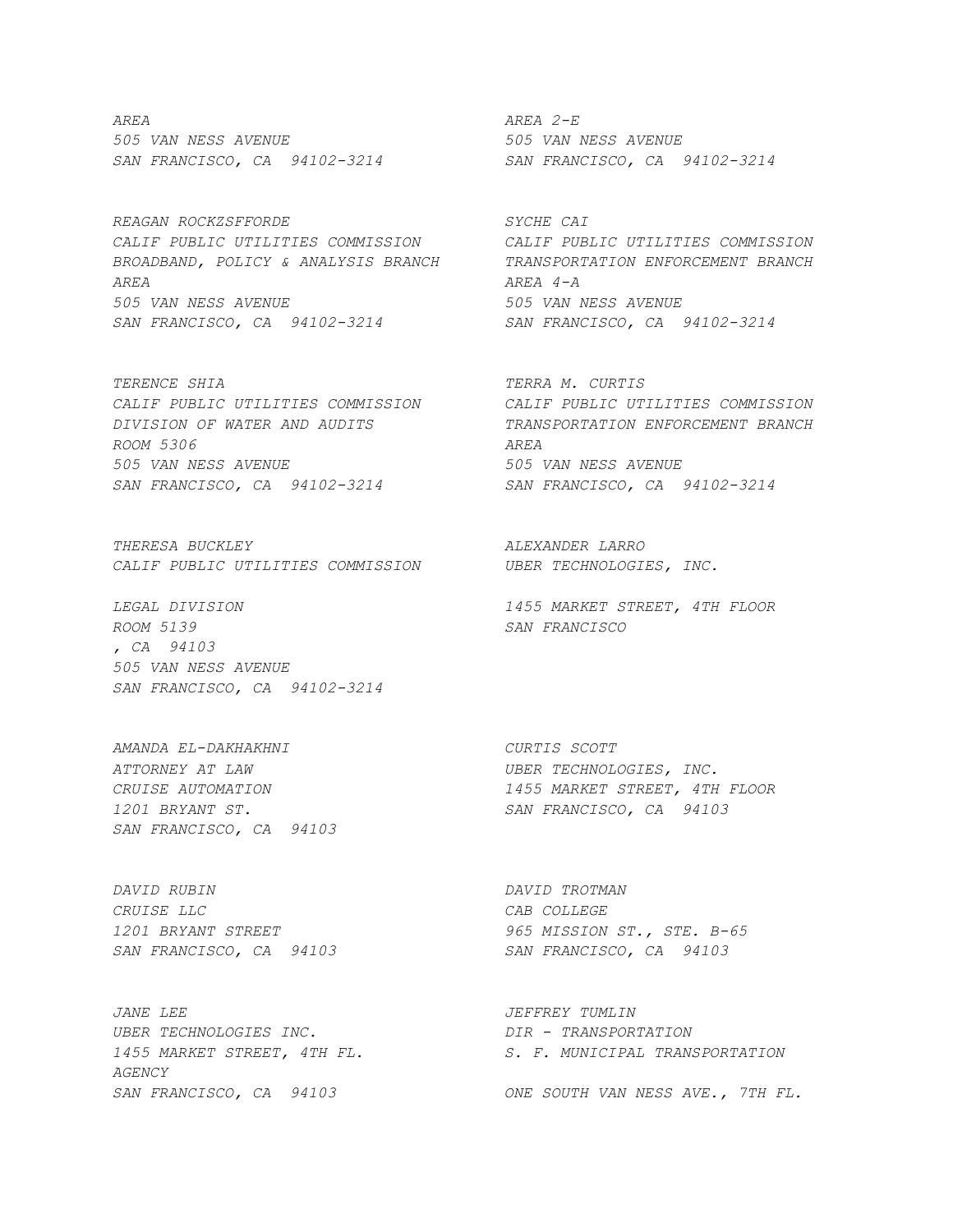AREA
505 VAN NESS AVENUE
SAN FRANCISCO, CA 94102-3214

AREA 2-E
505 VAN NESS AVENUE
SAN FRANCISCO, CA 94102-3214

REAGAN ROCKZSFFORDE
CALIF PUBLIC UTILITIES COMMISSION
BROADBAND, POLICY & ANALYSIS BRANCH
AREA
505 VAN NESS AVENUE
SAN FRANCISCO, CA 94102-3214

SYCHE CAI
CALIF PUBLIC UTILITIES COMMISSION
TRANSPORTATION ENFORCEMENT BRANCH
AREA 4-A
505 VAN NESS AVENUE
SAN FRANCISCO, CA 94102-3214

TERENCE SHIA
CALIF PUBLIC UTILITIES COMMISSION
DIVISION OF WATER AND AUDITS
ROOM 5306
505 VAN NESS AVENUE
SAN FRANCISCO, CA 94102-3214

TERRA M. CURTIS
CALIF PUBLIC UTILITIES COMMISSION
TRANSPORTATION ENFORCEMENT BRANCH
AREA
505 VAN NESS AVENUE
SAN FRANCISCO, CA 94102-3214

THERESA BUCKLEY
CALIF PUBLIC UTILITIES COMMISSION

LEGAL DIVISION
ROOM 5139
, CA 94103
505 VAN NESS AVENUE
SAN FRANCISCO, CA 94102-3214

ALEXANDER LARRO
UBER TECHNOLOGIES, INC.

1455 MARKET STREET, 4TH FLOOR
SAN FRANCISCO

AMANDA EL-DAKHAKHNI
ATTORNEY AT LAW
CRUISE AUTOMATION
1201 BRYANT ST.
SAN FRANCISCO, CA 94103

CURTIS SCOTT
UBER TECHNOLOGIES, INC.
1455 MARKET STREET, 4TH FLOOR
SAN FRANCISCO, CA 94103

DAVID RUBIN
CRUISE LLC
1201 BRYANT STREET
SAN FRANCISCO, CA 94103

DAVID TROTMAN
CAB COLLEGE
965 MISSION ST., STE. B-65
SAN FRANCISCO, CA 94103

JANE LEE
UBER TECHNOLOGIES INC.
1455 MARKET STREET, 4TH FL.
SAN FRANCISCO, CA 94103

JEFFREY TUMLIN
DIR - TRANSPORTATION
S. F. MUNICIPAL TRANSPORTATION
AGENCY
ONE SOUTH VAN NESS AVE., 7TH FL.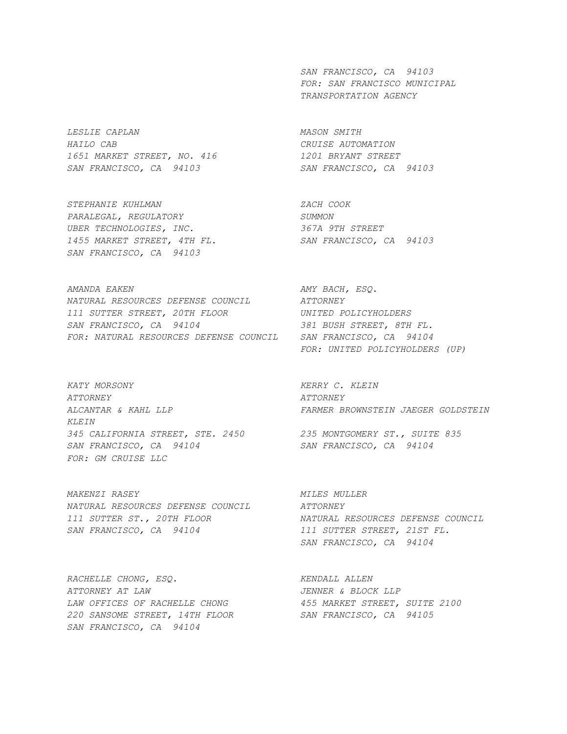SAN FRANCISCO, CA 94103
FOR: SAN FRANCISCO MUNICIPAL TRANSPORTATION AGENCY

LESLIE CAPLAN
HAILO CAB
1651 MARKET STREET, NO. 416
SAN FRANCISCO, CA 94103

MASON SMITH
CRUISE AUTOMATION
1201 BRYANT STREET
SAN FRANCISCO, CA 94103

STEPHANIE KUHLMAN
PARALEGAL, REGULATORY
UBER TECHNOLOGIES, INC.
1455 MARKET STREET, 4TH FL.
SAN FRANCISCO, CA 94103

ZACH COOK
SUMMON
367A 9TH STREET
SAN FRANCISCO, CA 94103

AMANDA EAKEN
NATURAL RESOURCES DEFENSE COUNCIL
111 SUTTER STREET, 20TH FLOOR
SAN FRANCISCO, CA 94104
FOR: NATURAL RESOURCES DEFENSE COUNCIL

AMY BACH, ESQ.
ATTORNEY
UNITED POLICYHOLDERS
381 BUSH STREET, 8TH FL.
SAN FRANCISCO, CA 94104
FOR: UNITED POLICYHOLDERS (UP)

KATY MORSONY
ATTORNEY
ALCANTAR & KAHL LLP
345 CALIFORNIA STREET, STE. 2450
SAN FRANCISCO, CA 94104
FOR: GM CRUISE LLC

KERRY C. KLEIN
ATTORNEY
FARMER BROWNSTEIN JAEGER GOLDSTEIN KLEIN
235 MONTGOMERY ST., SUITE 835
SAN FRANCISCO, CA 94104

MAKENZI RASEY
NATURAL RESOURCES DEFENSE COUNCIL
111 SUTTER ST., 20TH FLOOR
SAN FRANCISCO, CA 94104

MILES MULLER
ATTORNEY
NATURAL RESOURCES DEFENSE COUNCIL
111 SUTTER STREET, 21ST FL.
SAN FRANCISCO, CA 94104

RACHELLE CHONG, ESQ.
ATTORNEY AT LAW
LAW OFFICES OF RACHELLE CHONG
220 SANSOME STREET, 14TH FLOOR
SAN FRANCISCO, CA 94104

KENDALL ALLEN
JENNER & BLOCK LLP
455 MARKET STREET, SUITE 2100
SAN FRANCISCO, CA 94105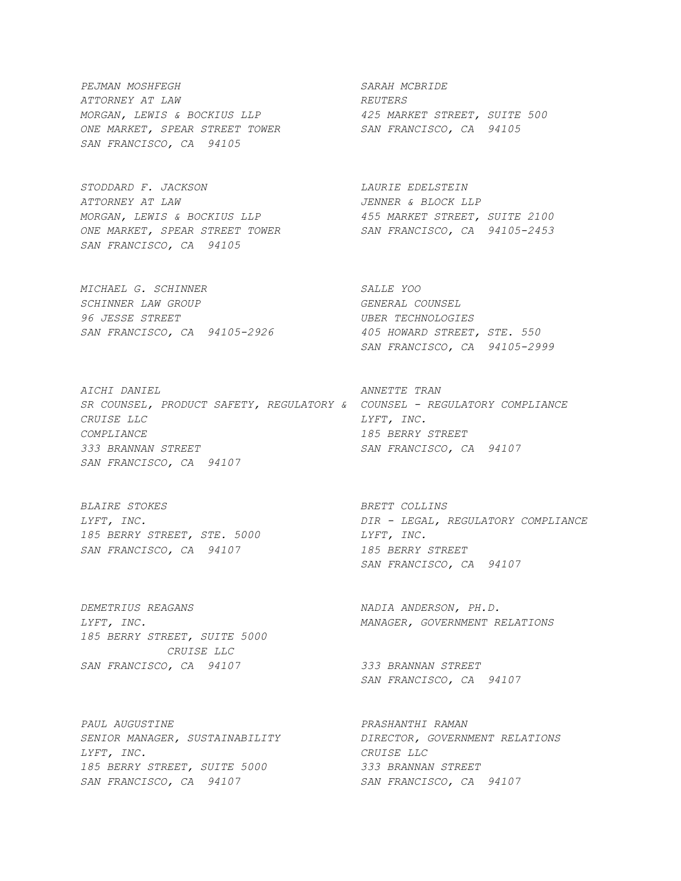*PEJMAN MOSHFEGH*
*ATTORNEY AT LAW*
*MORGAN, LEWIS & BOCKIUS LLP*
*ONE MARKET, SPEAR STREET TOWER*
*SAN FRANCISCO, CA 94105*

*SARAH MCBRIDE*
*REUTERS*
*425 MARKET STREET, SUITE 500*
*SAN FRANCISCO, CA 94105*

*STODDARD F. JACKSON*
*ATTORNEY AT LAW*
*MORGAN, LEWIS & BOCKIUS LLP*
*ONE MARKET, SPEAR STREET TOWER*
*SAN FRANCISCO, CA 94105*

*LAURIE EDELSTEIN*
*JENNER & BLOCK LLP*
*455 MARKET STREET, SUITE 2100*
*SAN FRANCISCO, CA 94105-2453*

*MICHAEL G. SCHINNER*
*SCHINNER LAW GROUP*
*96 JESSE STREET*
*SAN FRANCISCO, CA 94105-2926*

*SALLE YOO*
*GENERAL COUNSEL*
*UBER TECHNOLOGIES*
*405 HOWARD STREET, STE. 550*
*SAN FRANCISCO, CA 94105-2999*

*AICHI DANIEL*
*SR COUNSEL, PRODUCT SAFETY, REGULATORY & COMPLIANCE*
*CRUISE LLC*
*333 BRANNAN STREET*
*SAN FRANCISCO, CA 94107*

*ANNETTE TRAN*
*COUNSEL - REGULATORY COMPLIANCE*
*LYFT, INC.*
*185 BERRY STREET*
*SAN FRANCISCO, CA 94107*

*BLAIRE STOKES*
*LYFT, INC.*
*185 BERRY STREET, STE. 5000*
*SAN FRANCISCO, CA 94107*

*BRETT COLLINS*
*DIR - LEGAL, REGULATORY COMPLIANCE*
*LYFT, INC.*
*185 BERRY STREET*
*SAN FRANCISCO, CA 94107*

*DEMETRIUS REAGANS*
*LYFT, INC.*
*185 BERRY STREET, SUITE 5000*
*SAN FRANCISCO, CA 94107*

*NADIA ANDERSON, PH.D.*
*MANAGER, GOVERNMENT RELATIONS*
*CRUISE LLC*
*333 BRANNAN STREET*
*SAN FRANCISCO, CA 94107*

*PAUL AUGUSTINE*
*SENIOR MANAGER, SUSTAINABILITY*
*LYFT, INC.*
*185 BERRY STREET, SUITE 5000*
*SAN FRANCISCO, CA 94107*

*PRASHANTHI RAMAN*
*DIRECTOR, GOVERNMENT RELATIONS*
*CRUISE LLC*
*333 BRANNAN STREET*
*SAN FRANCISCO, CA 94107*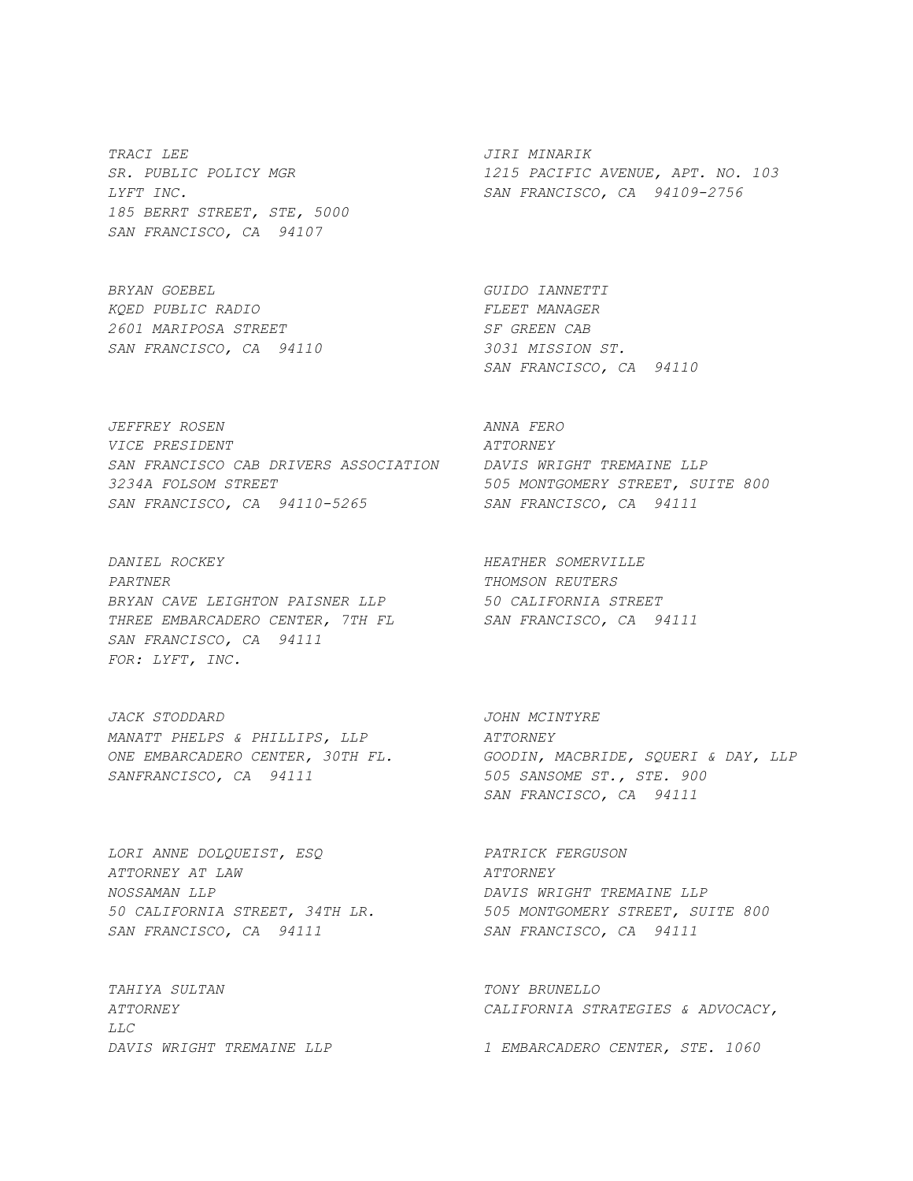TRACI LEE
SR. PUBLIC POLICY MGR
LYFT INC.
185 BERRT STREET, STE, 5000
SAN FRANCISCO, CA 94107

JIRI MINARIK
1215 PACIFIC AVENUE, APT. NO. 103
SAN FRANCISCO, CA 94109-2756

BRYAN GOEBEL
KQED PUBLIC RADIO
2601 MARIPOSA STREET
SAN FRANCISCO, CA 94110

GUIDO IANNETTI
FLEET MANAGER
SF GREEN CAB
3031 MISSION ST.
SAN FRANCISCO, CA 94110

JEFFREY ROSEN
VICE PRESIDENT
SAN FRANCISCO CAB DRIVERS ASSOCIATION
3234A FOLSOM STREET
SAN FRANCISCO, CA 94110-5265

ANNA FERO
ATTORNEY
DAVIS WRIGHT TREMAINE LLP
505 MONTGOMERY STREET, SUITE 800
SAN FRANCISCO, CA 94111

DANIEL ROCKEY
PARTNER
BRYAN CAVE LEIGHTON PAISNER LLP
THREE EMBARCADERO CENTER, 7TH FL
SAN FRANCISCO, CA 94111
FOR: LYFT, INC.

HEATHER SOMERVILLE
THOMSON REUTERS
50 CALIFORNIA STREET
SAN FRANCISCO, CA 94111

JACK STODDARD
MANATT PHELPS & PHILLIPS, LLP
ONE EMBARCADERO CENTER, 30TH FL.
SANFRANCISCO, CA 94111

JOHN MCINTYRE
ATTORNEY
GOODIN, MACBRIDE, SQUERI & DAY, LLP
505 SANSOME ST., STE. 900
SAN FRANCISCO, CA 94111

LORI ANNE DOLQUEIST, ESQ
ATTORNEY AT LAW
NOSSAMAN LLP
50 CALIFORNIA STREET, 34TH LR.
SAN FRANCISCO, CA 94111

PATRICK FERGUSON
ATTORNEY
DAVIS WRIGHT TREMAINE LLP
505 MONTGOMERY STREET, SUITE 800
SAN FRANCISCO, CA 94111

TAHIYA SULTAN
ATTORNEY
DAVIS WRIGHT TREMAINE LLP

TONY BRUNELLO
CALIFORNIA STRATEGIES & ADVOCACY, LLC
1 EMBARCADERO CENTER, STE. 1060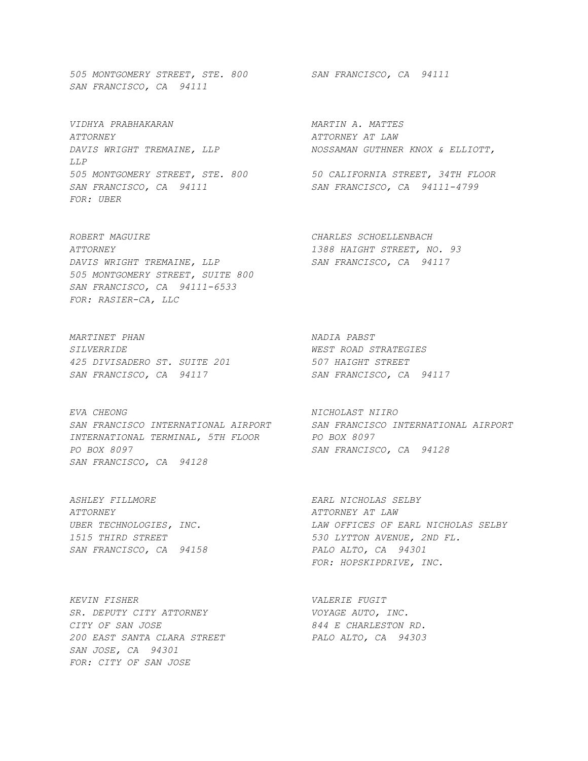*505 MONTGOMERY STREET, STE. 800*
*SAN FRANCISCO, CA 94111*

*SAN FRANCISCO, CA 94111*

*VIDHYA PRABHAKARAN*
*ATTORNEY*
*DAVIS WRIGHT TREMAINE, LLP*
*505 MONTGOMERY STREET, STE. 800*
*SAN FRANCISCO, CA 94111*
*FOR: UBER*

*MARTIN A. MATTES*
*ATTORNEY AT LAW*
*NOSSAMAN GUTHNER KNOX & ELLIOTT, LLP*
*50 CALIFORNIA STREET, 34TH FLOOR*
*SAN FRANCISCO, CA 94111-4799*

*ROBERT MAGUIRE*
*ATTORNEY*
*DAVIS WRIGHT TREMAINE, LLP*
*505 MONTGOMERY STREET, SUITE 800*
*SAN FRANCISCO, CA 94111-6533*
*FOR: RASIER-CA, LLC*

*CHARLES SCHOELLENBACH*
*1388 HAIGHT STREET, NO. 93*
*SAN FRANCISCO, CA 94117*

*MARTINET PHAN*
*SILVERRIDE*
*425 DIVISADERO ST. SUITE 201*
*SAN FRANCISCO, CA 94117*

*NADIA PABST*
*WEST ROAD STRATEGIES*
*507 HAIGHT STREET*
*SAN FRANCISCO, CA 94117*

*EVA CHEONG*
*SAN FRANCISCO INTERNATIONAL AIRPORT*
*INTERNATIONAL TERMINAL, 5TH FLOOR*
*PO BOX 8097*
*SAN FRANCISCO, CA 94128*

*NICHOLAST NIIRO*
*SAN FRANCISCO INTERNATIONAL AIRPORT*
*PO BOX 8097*
*SAN FRANCISCO, CA 94128*

*ASHLEY FILLMORE*
*ATTORNEY*
*UBER TECHNOLOGIES, INC.*
*1515 THIRD STREET*
*SAN FRANCISCO, CA 94158*

*EARL NICHOLAS SELBY*
*ATTORNEY AT LAW*
*LAW OFFICES OF EARL NICHOLAS SELBY*
*530 LYTTON AVENUE, 2ND FL.*
*PALO ALTO, CA 94301*
*FOR: HOPSKIPDRIVE, INC.*

*KEVIN FISHER*
*SR. DEPUTY CITY ATTORNEY*
*CITY OF SAN JOSE*
*200 EAST SANTA CLARA STREET*
*SAN JOSE, CA 94301*
*FOR: CITY OF SAN JOSE*

*VALERIE FUGIT*
*VOYAGE AUTO, INC.*
*844 E CHARLESTON RD.*
*PALO ALTO, CA 94303*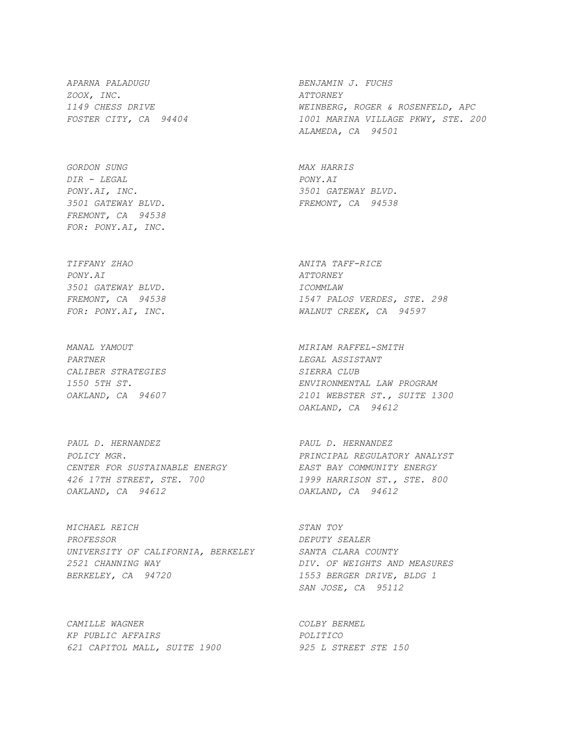*APARNA PALADUGU*
*ZOOX, INC.*
*1149 CHESS DRIVE*
*FOSTER CITY, CA 94404*

*BENJAMIN J. FUCHS*
*ATTORNEY*
*WEINBERG, ROGER & ROSENFELD, APC*
*1001 MARINA VILLAGE PKWY, STE. 200*
*ALAMEDA, CA 94501*

*GORDON SUNG*
*DIR - LEGAL*
*PONY.AI, INC.*
*3501 GATEWAY BLVD.*
*FREMONT, CA 94538*
*FOR: PONY.AI, INC.*

*MAX HARRIS*
*PONY.AI*
*3501 GATEWAY BLVD.*
*FREMONT, CA 94538*

*TIFFANY ZHAO*
*PONY.AI*
*3501 GATEWAY BLVD.*
*FREMONT, CA 94538*
*FOR: PONY.AI, INC.*

*ANITA TAFF-RICE*
*ATTORNEY*
*ICOMMLAW*
*1547 PALOS VERDES, STE. 298*
*WALNUT CREEK, CA 94597*

*MANAL YAMOUT*
*PARTNER*
*CALIBER STRATEGIES*
*1550 5TH ST.*
*OAKLAND, CA 94607*

*MIRIAM RAFFEL-SMITH*
*LEGAL ASSISTANT*
*SIERRA CLUB*
*ENVIRONMENTAL LAW PROGRAM*
*2101 WEBSTER ST., SUITE 1300*
*OAKLAND, CA 94612*

*PAUL D. HERNANDEZ*
*POLICY MGR.*
*CENTER FOR SUSTAINABLE ENERGY*
*426 17TH STREET, STE. 700*
*OAKLAND, CA 94612*

*PAUL D. HERNANDEZ*
*PRINCIPAL REGULATORY ANALYST*
*EAST BAY COMMUNITY ENERGY*
*1999 HARRISON ST., STE. 800*
*OAKLAND, CA 94612*

*MICHAEL REICH*
*PROFESSOR*
*UNIVERSITY OF CALIFORNIA, BERKELEY*
*2521 CHANNING WAY*
*BERKELEY, CA 94720*

*STAN TOY*
*DEPUTY SEALER*
*SANTA CLARA COUNTY*
*DIV. OF WEIGHTS AND MEASURES*
*1553 BERGER DRIVE, BLDG 1*
*SAN JOSE, CA 95112*

*CAMILLE WAGNER*
*KP PUBLIC AFFAIRS*
*621 CAPITOL MALL, SUITE 1900*

*COLBY BERMEL*
*POLITICO*
*925 L STREET STE 150*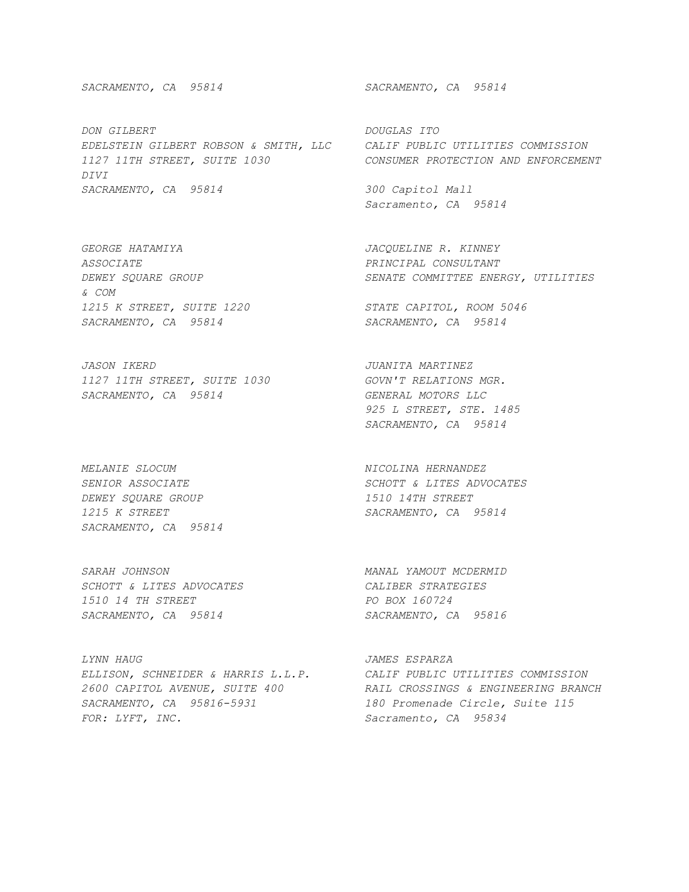SACRAMENTO, CA 95814

SACRAMENTO, CA 95814

DON GILBERT
EDELSTEIN GILBERT ROBSON & SMITH, LLC
1127 11TH STREET, SUITE 1030
SACRAMENTO, CA 95814

DOUGLAS ITO
CALIF PUBLIC UTILITIES COMMISSION
CONSUMER PROTECTION AND ENFORCEMENT DIVI
300 Capitol Mall
Sacramento, CA 95814

GEORGE HATAMIYA
ASSOCIATE
DEWEY SQUARE GROUP
1215 K STREET, SUITE 1220
SACRAMENTO, CA 95814

JACQUELINE R. KINNEY
PRINCIPAL CONSULTANT
SENATE COMMITTEE ENERGY, UTILITIES & COM
STATE CAPITOL, ROOM 5046
SACRAMENTO, CA 95814

JASON IKERD
1127 11TH STREET, SUITE 1030
SACRAMENTO, CA 95814

JUANITA MARTINEZ
GOVN'T RELATIONS MGR.
GENERAL MOTORS LLC
925 L STREET, STE. 1485
SACRAMENTO, CA 95814

MELANIE SLOCUM
SENIOR ASSOCIATE
DEWEY SQUARE GROUP
1215 K STREET
SACRAMENTO, CA 95814

NICOLINA HERNANDEZ
SCHOTT & LITES ADVOCATES
1510 14TH STREET
SACRAMENTO, CA 95814

SARAH JOHNSON
SCHOTT & LITES ADVOCATES
1510 14 TH STREET
SACRAMENTO, CA 95814

MANAL YAMOUT MCDERMID
CALIBER STRATEGIES
PO BOX 160724
SACRAMENTO, CA 95816

LYNN HAUG
ELLISON, SCHNEIDER & HARRIS L.L.P.
2600 CAPITOL AVENUE, SUITE 400
SACRAMENTO, CA 95816-5931
FOR: LYFT, INC.

JAMES ESPARZA
CALIF PUBLIC UTILITIES COMMISSION
RAIL CROSSINGS & ENGINEERING BRANCH
180 Promenade Circle, Suite 115
Sacramento, CA 95834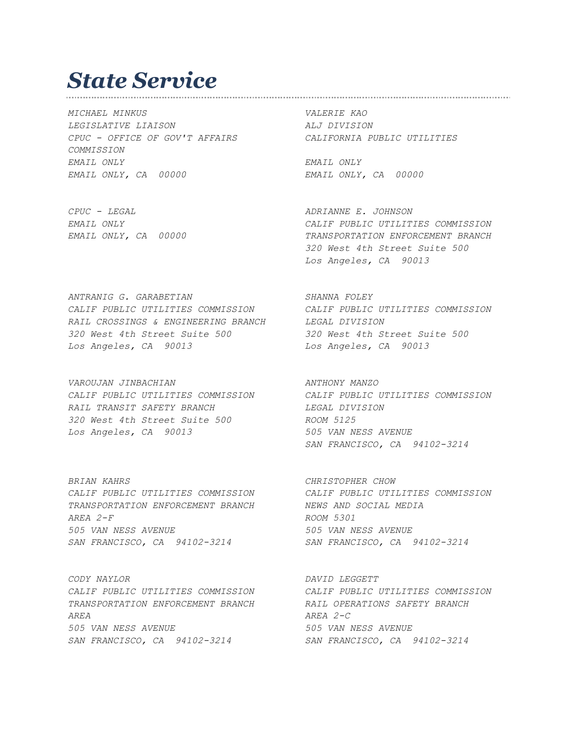# *State Service*

*MICHAEL MINKUS*
*LEGISLATIVE LIAISON*
*CPUC - OFFICE OF GOV'T AFFAIRS*
*COMMISSION*
*EMAIL ONLY*
*EMAIL ONLY, CA 00000*

*VALERIE KAO*
*ALJ DIVISION*
*CALIFORNIA PUBLIC UTILITIES*
*EMAIL ONLY*
*EMAIL ONLY, CA 00000*

*CPUC - LEGAL*
*EMAIL ONLY*
*EMAIL ONLY, CA 00000*

*ADRIANNE E. JOHNSON*
*CALIF PUBLIC UTILITIES COMMISSION*
*TRANSPORTATION ENFORCEMENT BRANCH*
*320 West 4th Street Suite 500*
*Los Angeles, CA 90013*

*ANTRANIG G. GARABETIAN*
*CALIF PUBLIC UTILITIES COMMISSION*
*RAIL CROSSINGS & ENGINEERING BRANCH*
*320 West 4th Street Suite 500*
*Los Angeles, CA 90013*

*SHANNA FOLEY*
*CALIF PUBLIC UTILITIES COMMISSION*
*LEGAL DIVISION*
*320 West 4th Street Suite 500*
*Los Angeles, CA 90013*

*VAROUJAN JINBACHIAN*
*CALIF PUBLIC UTILITIES COMMISSION*
*RAIL TRANSIT SAFETY BRANCH*
*320 West 4th Street Suite 500*
*Los Angeles, CA 90013*

*ANTHONY MANZO*
*CALIF PUBLIC UTILITIES COMMISSION*
*LEGAL DIVISION*
*ROOM 5125*
*505 VAN NESS AVENUE*
*SAN FRANCISCO, CA 94102-3214*

*BRIAN KAHRS*
*CALIF PUBLIC UTILITIES COMMISSION*
*TRANSPORTATION ENFORCEMENT BRANCH*
*AREA 2-F*
*505 VAN NESS AVENUE*
*SAN FRANCISCO, CA 94102-3214*

*CHRISTOPHER CHOW*
*CALIF PUBLIC UTILITIES COMMISSION*
*NEWS AND SOCIAL MEDIA*
*ROOM 5301*
*505 VAN NESS AVENUE*
*SAN FRANCISCO, CA 94102-3214*

*CODY NAYLOR*
*CALIF PUBLIC UTILITIES COMMISSION*
*TRANSPORTATION ENFORCEMENT BRANCH*
*AREA*
*505 VAN NESS AVENUE*
*SAN FRANCISCO, CA 94102-3214*

*DAVID LEGGETT*
*CALIF PUBLIC UTILITIES COMMISSION*
*RAIL OPERATIONS SAFETY BRANCH*
*AREA 2-C*
*505 VAN NESS AVENUE*
*SAN FRANCISCO, CA 94102-3214*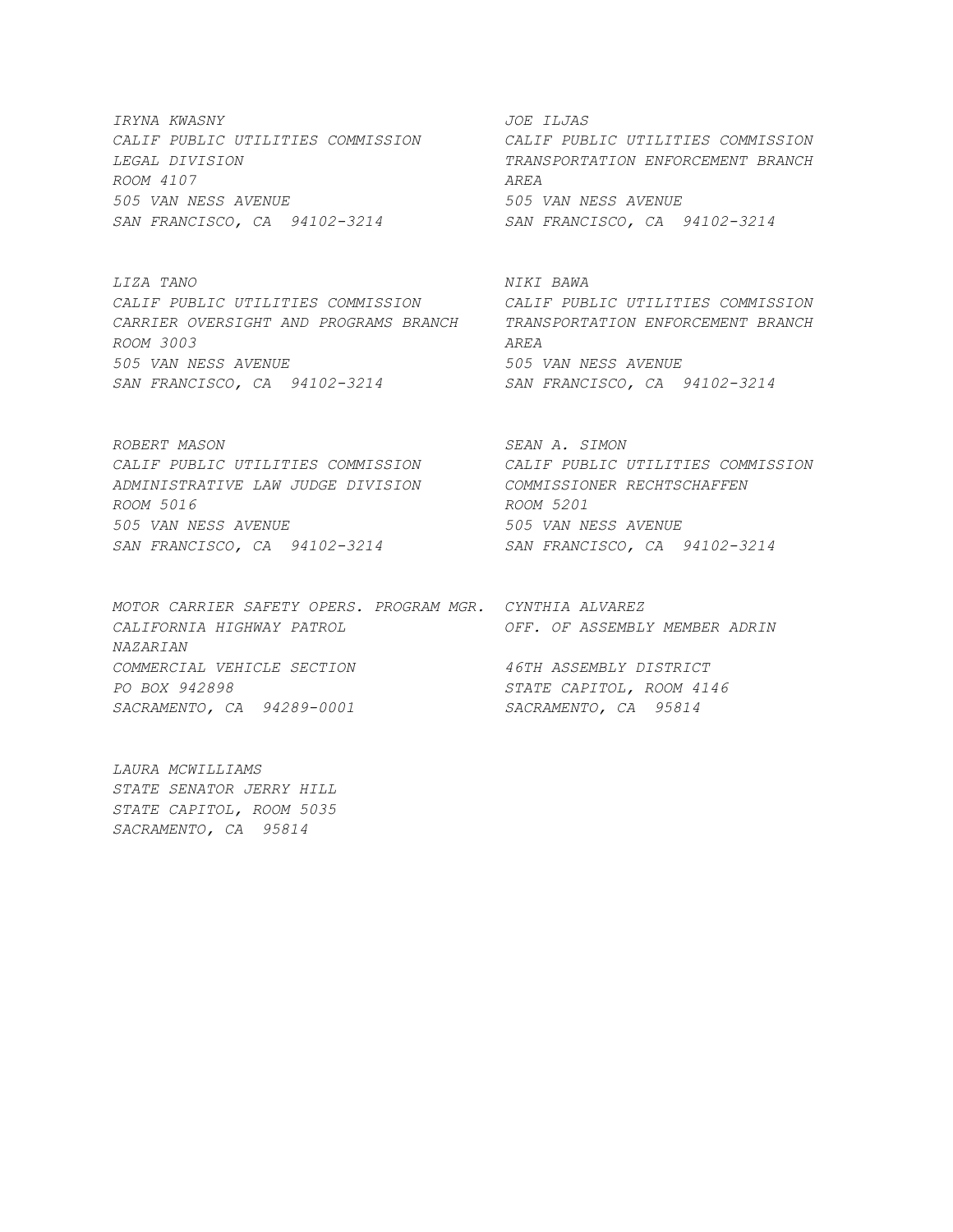*IRYNA KWASNY*
*CALIF PUBLIC UTILITIES COMMISSION*
*LEGAL DIVISION*
*ROOM 4107*
*505 VAN NESS AVENUE*
*SAN FRANCISCO, CA 94102-3214*

*JOE ILJAS*
*CALIF PUBLIC UTILITIES COMMISSION*
*TRANSPORTATION ENFORCEMENT BRANCH*
*AREA*
*505 VAN NESS AVENUE*
*SAN FRANCISCO, CA 94102-3214*

*LIZA TANO*
*CALIF PUBLIC UTILITIES COMMISSION*
*CARRIER OVERSIGHT AND PROGRAMS BRANCH*
*ROOM 3003*
*505 VAN NESS AVENUE*
*SAN FRANCISCO, CA 94102-3214*

*NIKI BAWA*
*CALIF PUBLIC UTILITIES COMMISSION*
*TRANSPORTATION ENFORCEMENT BRANCH*
*AREA*
*505 VAN NESS AVENUE*
*SAN FRANCISCO, CA 94102-3214*

*ROBERT MASON*
*CALIF PUBLIC UTILITIES COMMISSION*
*ADMINISTRATIVE LAW JUDGE DIVISION*
*ROOM 5016*
*505 VAN NESS AVENUE*
*SAN FRANCISCO, CA 94102-3214*

*SEAN A. SIMON*
*CALIF PUBLIC UTILITIES COMMISSION*
*COMMISSIONER RECHTSCHAFFEN*
*ROOM 5201*
*505 VAN NESS AVENUE*
*SAN FRANCISCO, CA 94102-3214*

*MOTOR CARRIER SAFETY OPERS. PROGRAM MGR.*
*CALIFORNIA HIGHWAY PATROL*
*NAZARIAN*
*COMMERCIAL VEHICLE SECTION*
*PO BOX 942898*
*SACRAMENTO, CA 94289-0001*

*CYNTHIA ALVAREZ*
*OFF. OF ASSEMBLY MEMBER ADRIN*
*46TH ASSEMBLY DISTRICT*
*STATE CAPITOL, ROOM 4146*
*SACRAMENTO, CA 95814*

*LAURA MCWILLIAMS*
*STATE SENATOR JERRY HILL*
*STATE CAPITOL, ROOM 5035*
*SACRAMENTO, CA 95814*